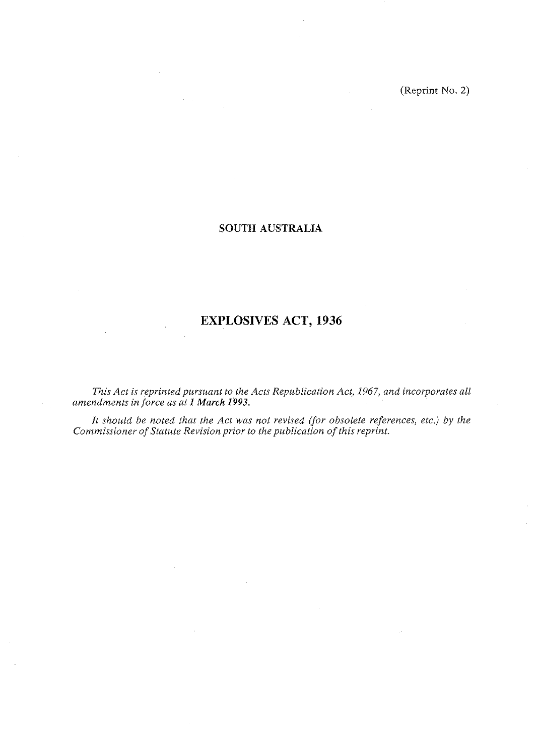(Reprint No. 2)

## SOUTH AUSTRALIA

# EXPLOSIVES ACT, 1936

*This Act is reprinted pursuant to the Acts Republication Act, 1967, and incorporates all amendments in force as at **1 March 1993**.*

*It should be noted that the Act was not revised (for obsolete references, etc.) by the Commissioner of Statute Revision prior to the publication of this reprint.*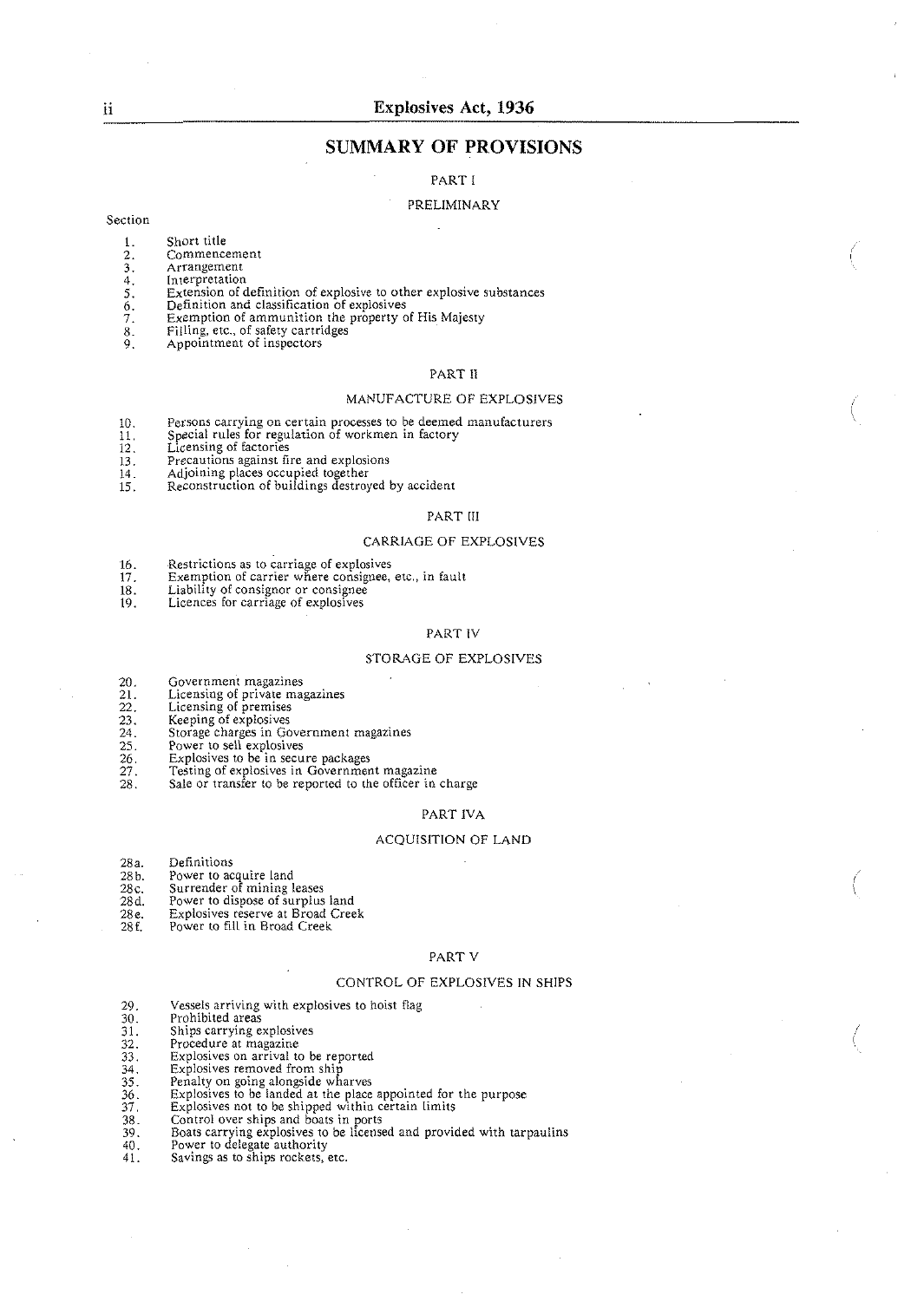## SUMMARY OF PROVISIONS

### PART I

#### PRELIMINARY

Section

1. Short title
2. Commencement
3. Arrangement
4. Interpretation
5. Extension of definition of explosive to other explosive substances
6. Definition and classification of explosives
7. Exemption of ammunition the property of His Majesty
8. Filling, etc., of safety cartridges
9. Appointment of inspectors

### PART II

#### MANUFACTURE OF EXPLOSIVES

10. Persons carrying on certain processes to be deemed manufacturers
11. Special rules for regulation of workmen in factory
12. Licensing of factories
13. Precautions against fire and explosions
14. Adjoining places occupied together
15. Reconstruction of buildings destroyed by accident

### PART III

#### CARRIAGE OF EXPLOSIVES

16. Restrictions as to carriage of explosives
17. Exemption of carrier where consignee, etc., in fault
18. Liability of consignor or consignee
19. Licences for carriage of explosives

### PART IV

#### STORAGE OF EXPLOSIVES

20. Government magazines
21. Licensing of private magazines
22. Licensing of premises
23. Keeping of explosives
24. Storage charges in Government magazines
25. Power to sell explosives
26. Explosives to be in secure packages
27. Testing of explosives in Government magazine
28. Sale or transfer to be reported to the officer in charge

### PART IVA

#### ACQUISITION OF LAND

28a. Definitions
28b. Power to acquire land
28c. Surrender of mining leases
28d. Power to dispose of surplus land
28e. Explosives reserve at Broad Creek
28f. Power to fill in Broad Creek

### PART V

#### CONTROL OF EXPLOSIVES IN SHIPS

29. Vessels arriving with explosives to hoist flag
30. Prohibited areas
31. Ships carrying explosives
32. Procedure at magazine
33. Explosives on arrival to be reported
34. Explosives removed from ship
35. Penalty on going alongside wharves
36. Explosives to be landed at the place appointed for the purpose
37. Explosives not to be shipped within certain limits
38. Control over ships and boats in ports
39. Boats carrying explosives to be licensed and provided with tarpaulins
40. Power to delegate authority
41. Savings as to ships rockets, etc.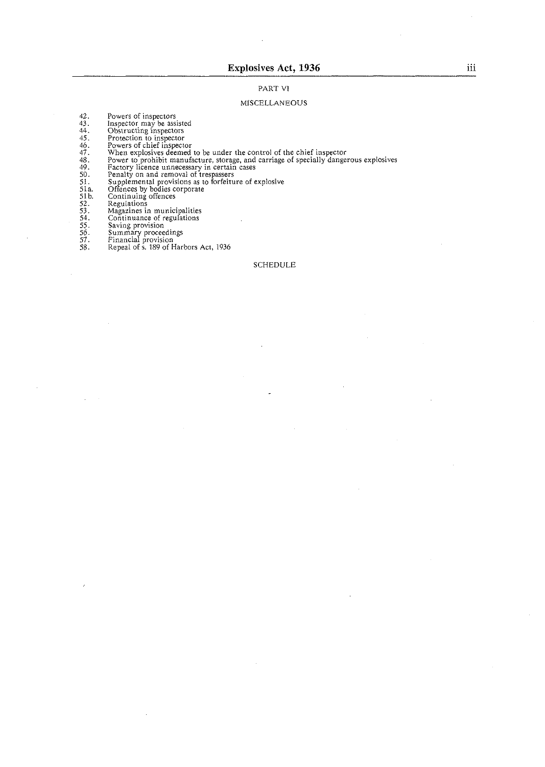## PART VI

### MISCELLANEOUS

42. Powers of inspectors
43. Inspector may be assisted
44. Obstructing inspectors
45. Protection to inspector
46. Powers of chief inspector
47. When explosives deemed to be under the control of the chief inspector
48. Power to prohibit manufacture, storage, and carriage of specially dangerous explosives
49. Factory licence unnecessary in certain cases
50. Penalty on and removal of trespassers
51. Supplemental provisions as to forfeiture of explosive

51a. Offences by bodies corporate

51b. Continuing offences

52. Regulations
53. Magazines in municipalities
54. Continuance of regulations
55. Saving provision
56. Summary proceedings
57. Financial provision
58. Repeal of s. 189 of Harbors Act, 1936

SCHEDULE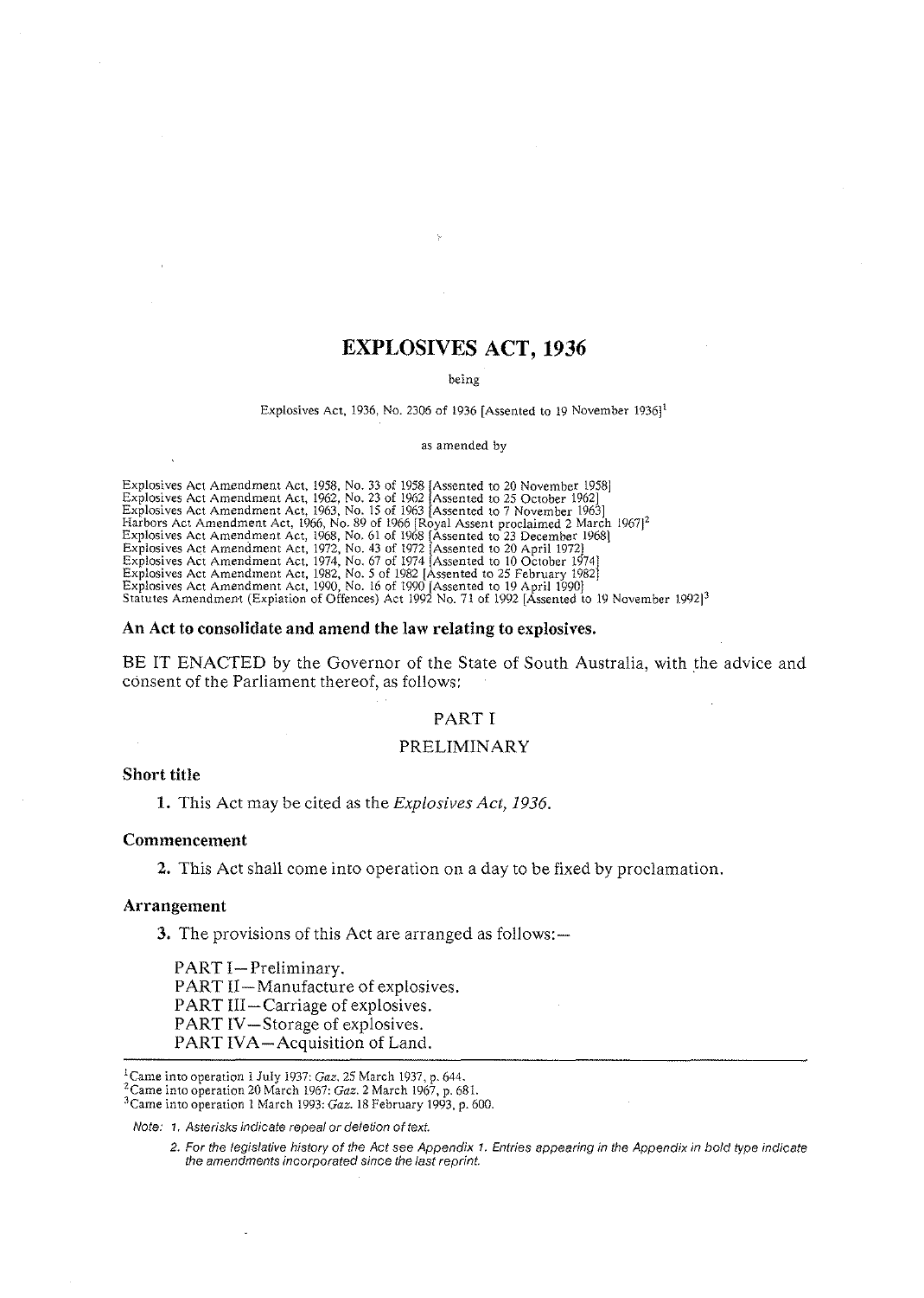# EXPLOSIVES ACT, 1936

being

Explosives Act, 1936, No. 2306 of 1936 [Assented to 19 November 1936][1]

as amended by

Explosives Act Amendment Act, 1958, No. 33 of 1958 [Assented to 20 November 1958]
Explosives Act Amendment Act, 1962, No. 23 of 1962 [Assented to 25 October 1962]
Explosives Act Amendment Act, 1963, No. 15 of 1963 [Assented to 7 November 1963]
Harbors Act Amendment Act, 1966, No. 89 of 1966 [Royal Assent proclaimed 2 March 1967][2]
Explosives Act Amendment Act, 1968, No. 61 of 1968 [Assented to 23 December 1968]
Explosives Act Amendment Act, 1972, No. 43 of 1972 [Assented to 20 April 1972]
Explosives Act Amendment Act, 1974, No. 67 of 1974 [Assented to 10 October 1974]
Explosives Act Amendment Act, 1982, No. 5 of 1982 [Assented to 25 February 1982]
Explosives Act Amendment Act, 1990, No. 16 of 1990 [Assented to 19 April 1990]
Statutes Amendment (Expiation of Offences) Act 1992 No. 71 of 1992 [Assented to 19 November 1992][3]

**An Act to consolidate and amend the law relating to explosives.**

BE IT ENACTED by the Governor of the State of South Australia, with the advice and consent of the Parliament thereof, as follows:

## PART I

## PRELIMINARY

### Short title

**1.** This Act may be cited as the *Explosives Act, 1936.*

### Commencement

**2.** This Act shall come into operation on a day to be fixed by proclamation.

### Arrangement

**3.** The provisions of this Act are arranged as follows:—

PART I—Preliminary.
PART II—Manufacture of explosives.
PART III—Carriage of explosives.
PART IV—Storage of explosives.
PART IVA—Acquisition of Land.

---

[1] Came into operation 1 July 1937: *Gaz.* 25 March 1937, p. 644.
[2] Came into operation 20 March 1967: *Gaz.* 2 March 1967, p. 681.
[3] Came into operation 1 March 1993: *Gaz.* 18 February 1993, p. 600.

*Note: 1. Asterisks indicate repeal or deletion of text.*

*2. For the legislative history of the Act see Appendix 1. Entries appearing in the Appendix in bold type indicate the amendments incorporated since the last reprint.*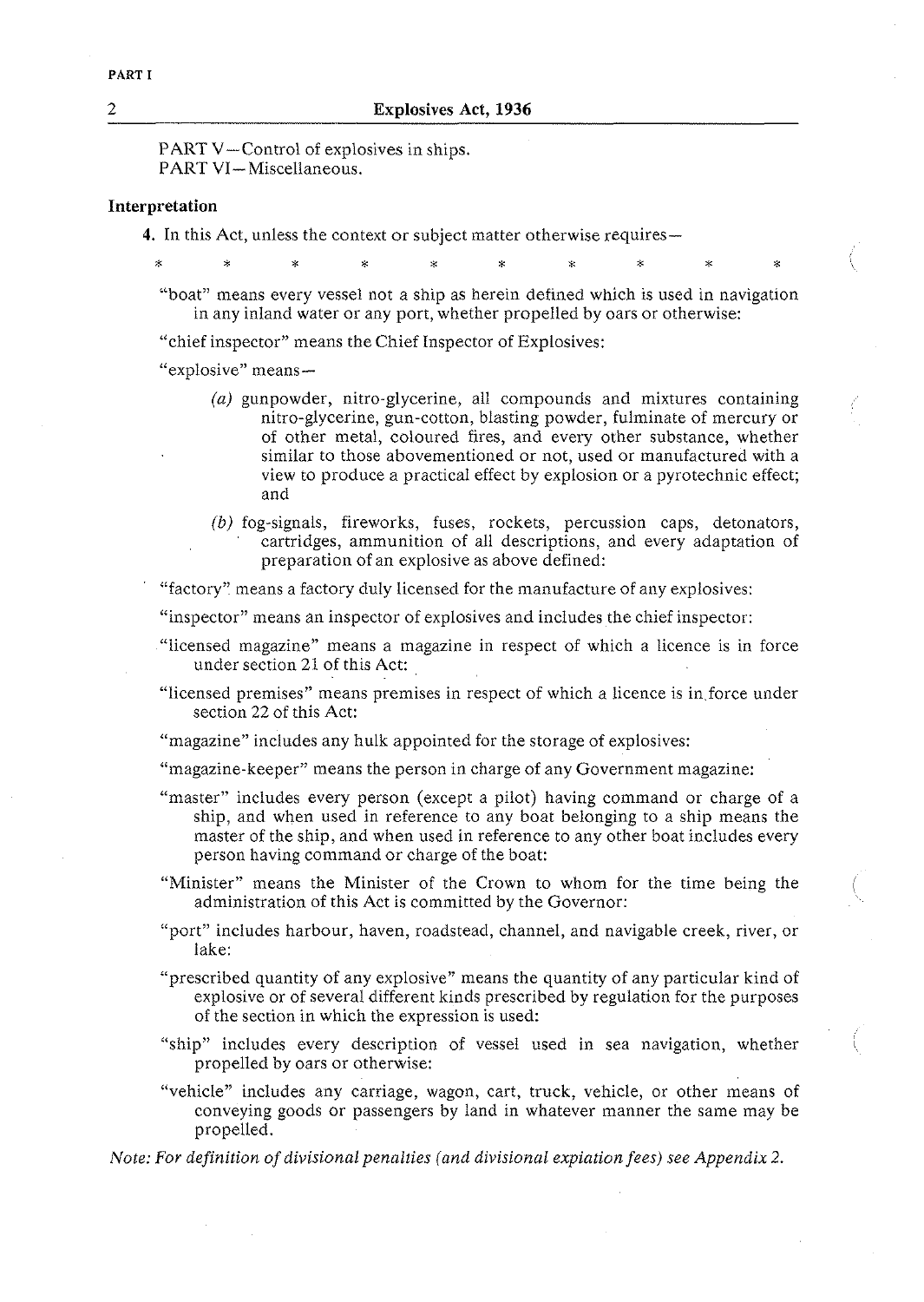PART V—Control of explosives in ships.
PART VI—Miscellaneous.

**Interpretation**

**4.** In this Act, unless the context or subject matter otherwise requires—

\* \* \* \* \* \* \* \* \* \*

"boat" means every vessel not a ship as herein defined which is used in navigation in any inland water or any port, whether propelled by oars or otherwise:

"chief inspector" means the Chief Inspector of Explosives:

"explosive" means—

*(a)* gunpowder, nitro-glycerine, all compounds and mixtures containing nitro-glycerine, gun-cotton, blasting powder, fulminate of mercury or of other metal, coloured fires, and every other substance, whether similar to those abovementioned or not, used or manufactured with a view to produce a practical effect by explosion or a pyrotechnic effect; and

*(b)* fog-signals, fireworks, fuses, rockets, percussion caps, detonators, cartridges, ammunition of all descriptions, and every adaptation of preparation of an explosive as above defined:

"factory" means a factory duly licensed for the manufacture of any explosives:

"inspector" means an inspector of explosives and includes the chief inspector:

"licensed magazine" means a magazine in respect of which a licence is in force under section 21 of this Act:

"licensed premises" means premises in respect of which a licence is in force under section 22 of this Act:

"magazine" includes any hulk appointed for the storage of explosives:

"magazine-keeper" means the person in charge of any Government magazine:

"master" includes every person (except a pilot) having command or charge of a ship, and when used in reference to any boat belonging to a ship means the master of the ship, and when used in reference to any other boat includes every person having command or charge of the boat:

"Minister" means the Minister of the Crown to whom for the time being the administration of this Act is committed by the Governor:

"port" includes harbour, haven, roadstead, channel, and navigable creek, river, or lake:

"prescribed quantity of any explosive" means the quantity of any particular kind of explosive or of several different kinds prescribed by regulation for the purposes of the section in which the expression is used:

"ship" includes every description of vessel used in sea navigation, whether propelled by oars or otherwise:

"vehicle" includes any carriage, wagon, cart, truck, vehicle, or other means of conveying goods or passengers by land in whatever manner the same may be propelled.

*Note: For definition of divisional penalties (and divisional expiation fees) see Appendix 2.*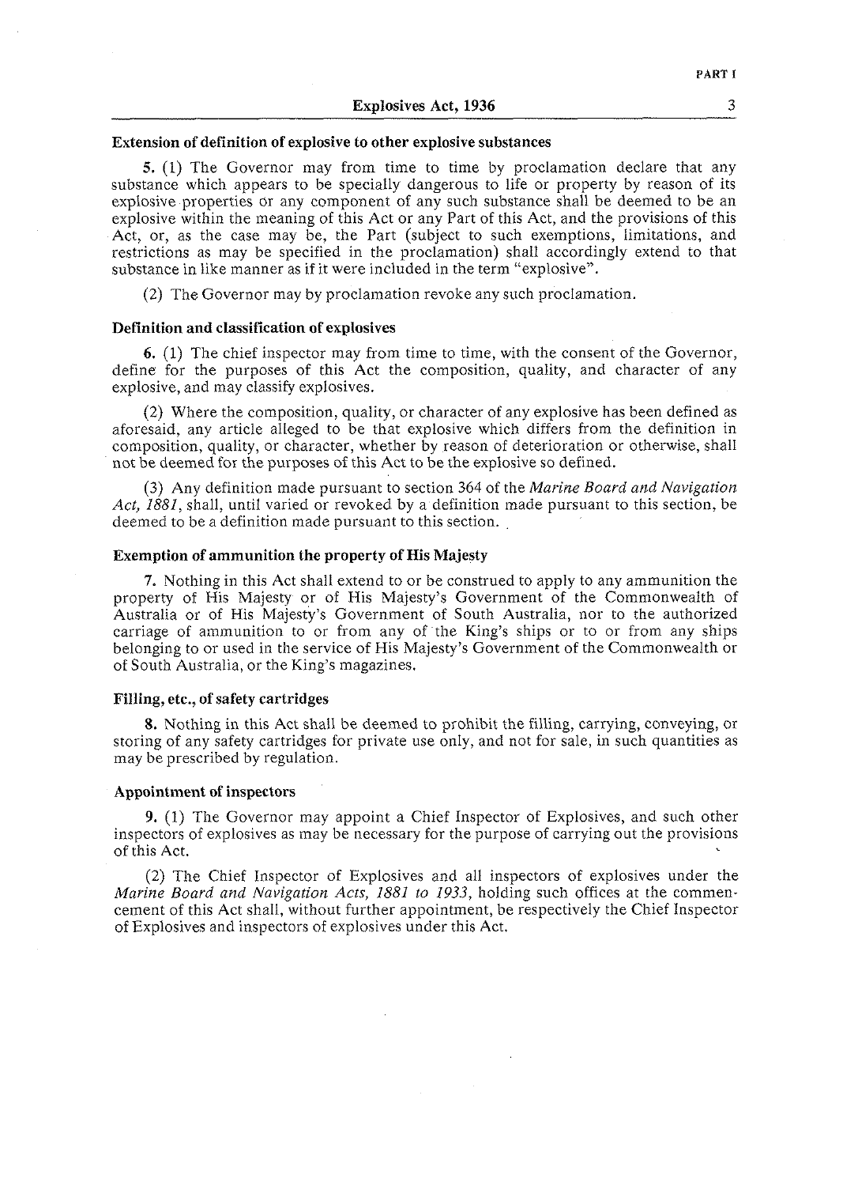#### Extension of definition of explosive to other explosive substances

5. (1) The Governor may from time to time by proclamation declare that any substance which appears to be specially dangerous to life or property by reason of its explosive properties or any component of any such substance shall be deemed to be an explosive within the meaning of this Act or any Part of this Act, and the provisions of this Act, or, as the case may be, the Part (subject to such exemptions, limitations, and restrictions as may be specified in the proclamation) shall accordingly extend to that substance in like manner as if it were included in the term "explosive".

(2) The Governor may by proclamation revoke any such proclamation.

#### Definition and classification of explosives

6. (1) The chief inspector may from time to time, with the consent of the Governor, define for the purposes of this Act the composition, quality, and character of any explosive, and may classify explosives.

(2) Where the composition, quality, or character of any explosive has been defined as aforesaid, any article alleged to be that explosive which differs from the definition in composition, quality, or character, whether by reason of deterioration or otherwise, shall not be deemed for the purposes of this Act to be the explosive so defined.

(3) Any definition made pursuant to section 364 of the *Marine Board and Navigation Act, 1881*, shall, until varied or revoked by a definition made pursuant to this section, be deemed to be a definition made pursuant to this section.

#### Exemption of ammunition the property of His Majesty

7. Nothing in this Act shall extend to or be construed to apply to any ammunition the property of His Majesty or of His Majesty's Government of the Commonwealth of Australia or of His Majesty's Government of South Australia, nor to the authorized carriage of ammunition to or from any of the King's ships or to or from any ships belonging to or used in the service of His Majesty's Government of the Commonwealth or of South Australia, or the King's magazines.

#### Filling, etc., of safety cartridges

8. Nothing in this Act shall be deemed to prohibit the filling, carrying, conveying, or storing of any safety cartridges for private use only, and not for sale, in such quantities as may be prescribed by regulation.

#### Appointment of inspectors

9. (1) The Governor may appoint a Chief Inspector of Explosives, and such other inspectors of explosives as may be necessary for the purpose of carrying out the provisions of this Act.

(2) The Chief Inspector of Explosives and all inspectors of explosives under the *Marine Board and Navigation Acts, 1881 to 1933*, holding such offices at the commencement of this Act shall, without further appointment, be respectively the Chief Inspector of Explosives and inspectors of explosives under this Act.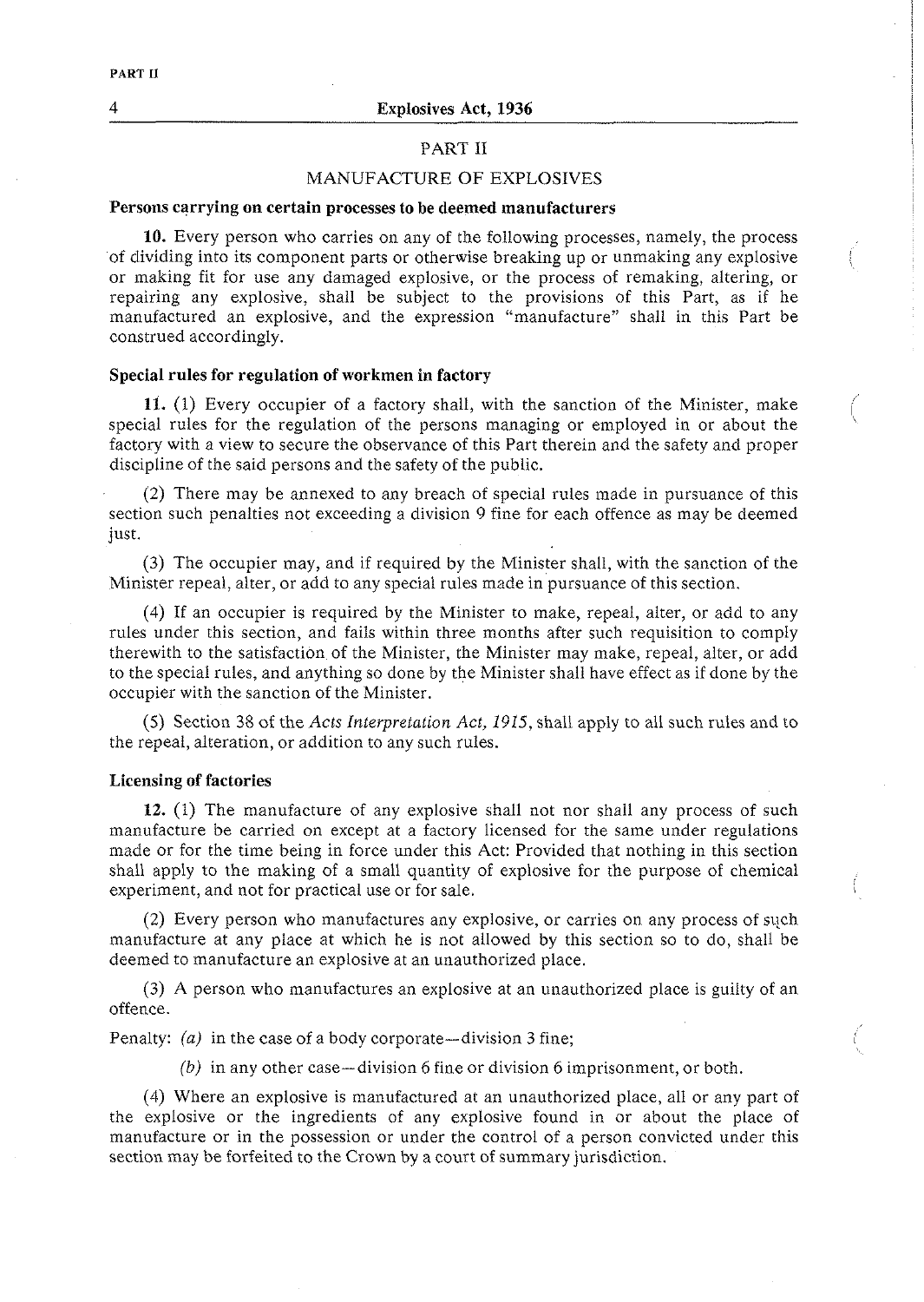## PART II

## MANUFACTURE OF EXPLOSIVES

### Persons carrying on certain processes to be deemed manufacturers

**10.** Every person who carries on any of the following processes, namely, the process of dividing into its component parts or otherwise breaking up or unmaking any explosive or making fit for use any damaged explosive, or the process of remaking, altering, or repairing any explosive, shall be subject to the provisions of this Part, as if he manufactured an explosive, and the expression "manufacture" shall in this Part be construed accordingly.

### Special rules for regulation of workmen in factory

**11.** (1) Every occupier of a factory shall, with the sanction of the Minister, make special rules for the regulation of the persons managing or employed in or about the factory with a view to secure the observance of this Part therein and the safety and proper discipline of the said persons and the safety of the public.

(2) There may be annexed to any breach of special rules made in pursuance of this section such penalties not exceeding a division 9 fine for each offence as may be deemed just.

(3) The occupier may, and if required by the Minister shall, with the sanction of the Minister repeal, alter, or add to any special rules made in pursuance of this section.

(4) If an occupier is required by the Minister to make, repeal, alter, or add to any rules under this section, and fails within three months after such requisition to comply therewith to the satisfaction of the Minister, the Minister may make, repeal, alter, or add to the special rules, and anything so done by the Minister shall have effect as if done by the occupier with the sanction of the Minister.

(5) Section 38 of the *Acts Interpretation Act, 1915*, shall apply to all such rules and to the repeal, alteration, or addition to any such rules.

### Licensing of factories

**12.** (1) The manufacture of any explosive shall not nor shall any process of such manufacture be carried on except at a factory licensed for the same under regulations made or for the time being in force under this Act: Provided that nothing in this section shall apply to the making of a small quantity of explosive for the purpose of chemical experiment, and not for practical use or for sale.

(2) Every person who manufactures any explosive, or carries on any process of such manufacture at any place at which he is not allowed by this section so to do, shall be deemed to manufacture an explosive at an unauthorized place.

(3) A person who manufactures an explosive at an unauthorized place is guilty of an offence.

Penalty: *(a)* in the case of a body corporate—division 3 fine;

*(b)* in any other case—division 6 fine or division 6 imprisonment, or both.

(4) Where an explosive is manufactured at an unauthorized place, all or any part of the explosive or the ingredients of any explosive found in or about the place of manufacture or in the possession or under the control of a person convicted under this section may be forfeited to the Crown by a court of summary jurisdiction.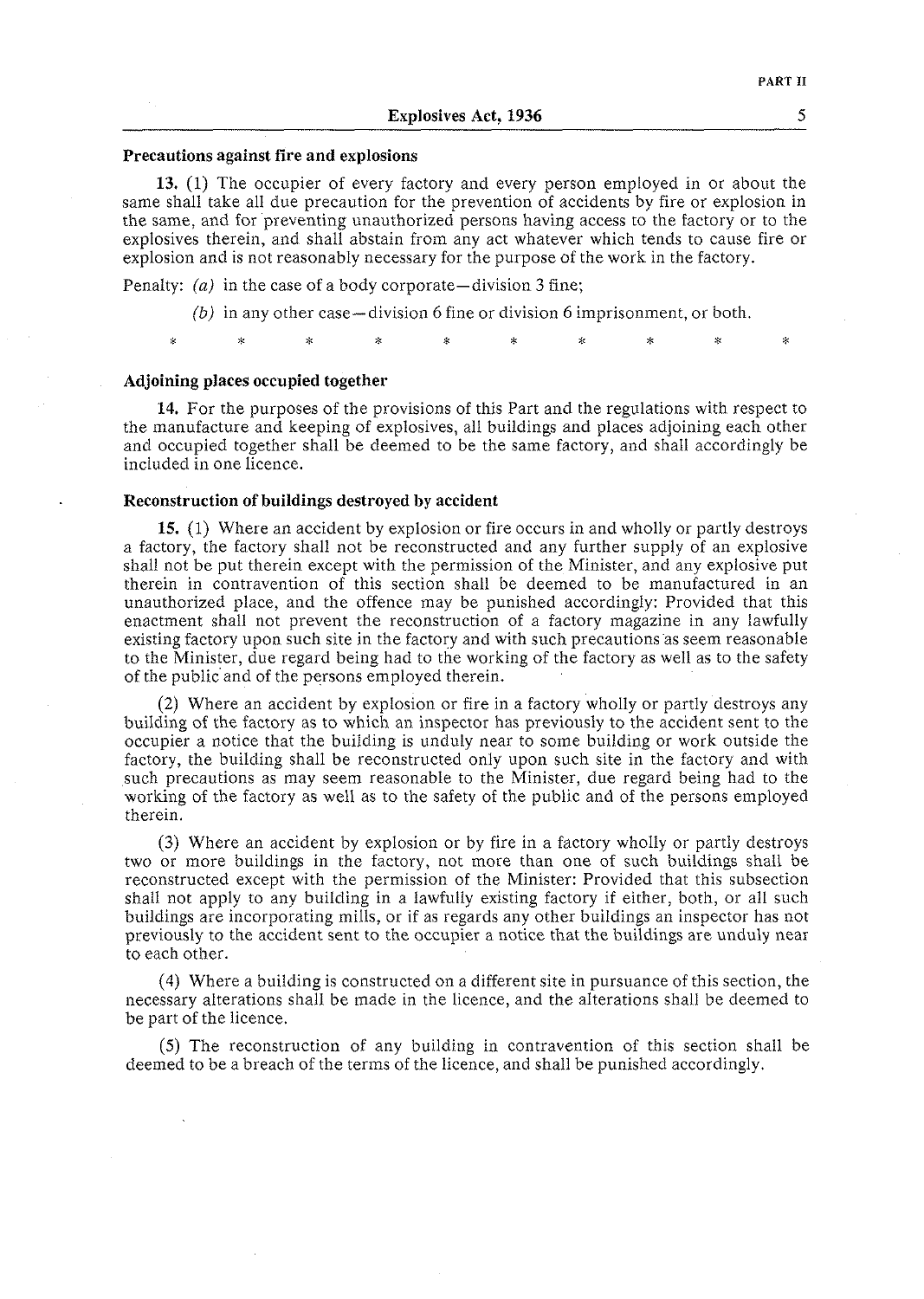### Precautions against fire and explosions

**13.** (1) The occupier of every factory and every person employed in or about the same shall take all due precaution for the prevention of accidents by fire or explosion in the same, and for preventing unauthorized persons having access to the factory or to the explosives therein, and shall abstain from any act whatever which tends to cause fire or explosion and is not reasonably necessary for the purpose of the work in the factory.

Penalty: *(a)* in the case of a body corporate—division 3 fine;

*(b)* in any other case—division 6 fine or division 6 imprisonment, or both.

\* \* \* \* \* \* \* \* \* \*

### Adjoining places occupied together

**14.** For the purposes of the provisions of this Part and the regulations with respect to the manufacture and keeping of explosives, all buildings and places adjoining each other and occupied together shall be deemed to be the same factory, and shall accordingly be included in one licence.

### Reconstruction of buildings destroyed by accident

**15.** (1) Where an accident by explosion or fire occurs in and wholly or partly destroys a factory, the factory shall not be reconstructed and any further supply of an explosive shall not be put therein except with the permission of the Minister, and any explosive put therein in contravention of this section shall be deemed to be manufactured in an unauthorized place, and the offence may be punished accordingly: Provided that this enactment shall not prevent the reconstruction of a factory magazine in any lawfully existing factory upon such site in the factory and with such precautions as seem reasonable to the Minister, due regard being had to the working of the factory as well as to the safety of the public and of the persons employed therein.

(2) Where an accident by explosion or fire in a factory wholly or partly destroys any building of the factory as to which an inspector has previously to the accident sent to the occupier a notice that the building is unduly near to some building or work outside the factory, the building shall be reconstructed only upon such site in the factory and with such precautions as may seem reasonable to the Minister, due regard being had to the working of the factory as well as to the safety of the public and of the persons employed therein.

(3) Where an accident by explosion or by fire in a factory wholly or partly destroys two or more buildings in the factory, not more than one of such buildings shall be reconstructed except with the permission of the Minister: Provided that this subsection shall not apply to any building in a lawfully existing factory if either, both, or all such buildings are incorporating mills, or if as regards any other buildings an inspector has not previously to the accident sent to the occupier a notice that the buildings are unduly near to each other.

(4) Where a building is constructed on a different site in pursuance of this section, the necessary alterations shall be made in the licence, and the alterations shall be deemed to be part of the licence.

(5) The reconstruction of any building in contravention of this section shall be deemed to be a breach of the terms of the licence, and shall be punished accordingly.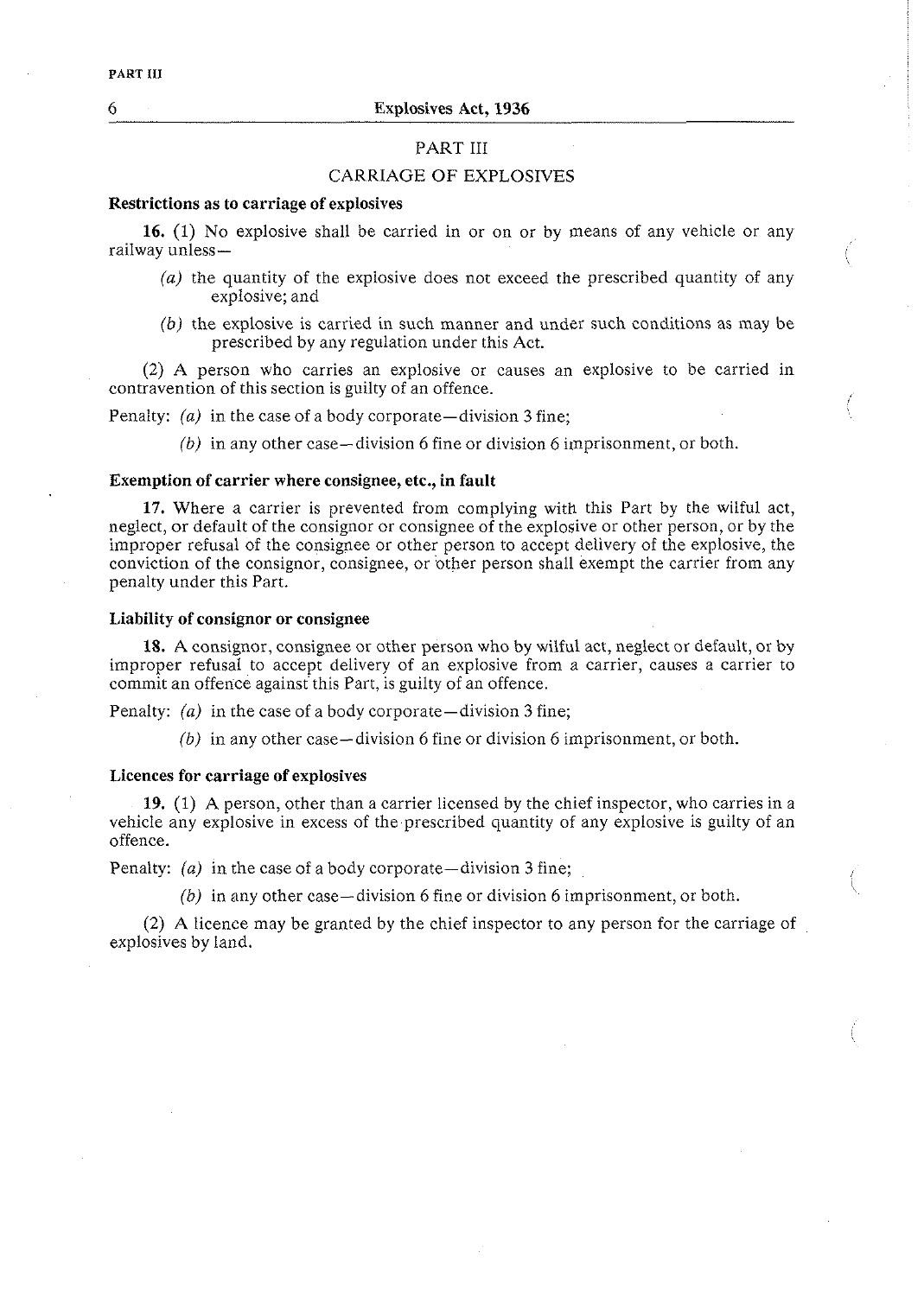## PART III

## CARRIAGE OF EXPLOSIVES

### Restrictions as to carriage of explosives

**16.** (1) No explosive shall be carried in or on or by means of any vehicle or any railway unless—

- *(a)* the quantity of the explosive does not exceed the prescribed quantity of any explosive; and
- *(b)* the explosive is carried in such manner and under such conditions as may be prescribed by any regulation under this Act.

(2) A person who carries an explosive or causes an explosive to be carried in contravention of this section is guilty of an offence.

Penalty: *(a)* in the case of a body corporate—division 3 fine;

*(b)* in any other case—division 6 fine or division 6 imprisonment, or both.

### Exemption of carrier where consignee, etc., in fault

**17.** Where a carrier is prevented from complying with this Part by the wilful act, neglect, or default of the consignor or consignee of the explosive or other person, or by the improper refusal of the consignee or other person to accept delivery of the explosive, the conviction of the consignor, consignee, or other person shall exempt the carrier from any penalty under this Part.

### Liability of consignor or consignee

**18.** A consignor, consignee or other person who by wilful act, neglect or default, or by improper refusal to accept delivery of an explosive from a carrier, causes a carrier to commit an offence against this Part, is guilty of an offence.

Penalty: *(a)* in the case of a body corporate—division 3 fine;

*(b)* in any other case—division 6 fine or division 6 imprisonment, or both.

### Licences for carriage of explosives

**19.** (1) A person, other than a carrier licensed by the chief inspector, who carries in a vehicle any explosive in excess of the prescribed quantity of any explosive is guilty of an offence.

Penalty: *(a)* in the case of a body corporate—division 3 fine;

*(b)* in any other case—division 6 fine or division 6 imprisonment, or both.

(2) A licence may be granted by the chief inspector to any person for the carriage of explosives by land.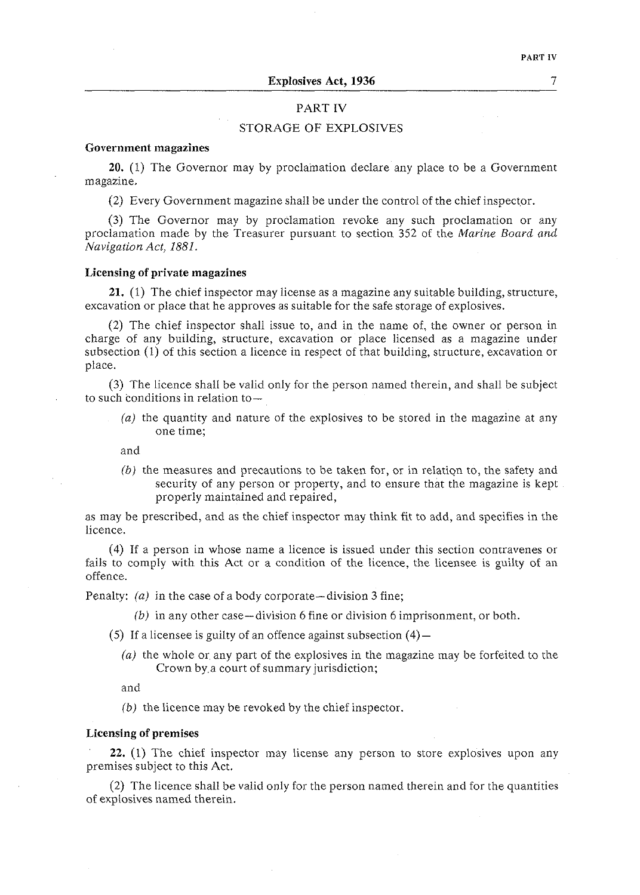## PART IV

## STORAGE OF EXPLOSIVES

**Government magazines**

**20.** (1) The Governor may by proclamation declare any place to be a Government magazine.

(2) Every Government magazine shall be under the control of the chief inspector.

(3) The Governor may by proclamation revoke any such proclamation or any proclamation made by the Treasurer pursuant to section 352 of the *Marine Board and Navigation Act, 1881.*

**Licensing of private magazines**

**21.** (1) The chief inspector may license as a magazine any suitable building, structure, excavation or place that he approves as suitable for the safe storage of explosives.

(2) The chief inspector shall issue to, and in the name of, the owner or person in charge of any building, structure, excavation or place licensed as a magazine under subsection (1) of this section a licence in respect of that building, structure, excavation or place.

(3) The licence shall be valid only for the person named therein, and shall be subject to such conditions in relation to—

*(a)* the quantity and nature of the explosives to be stored in the magazine at any one time;

and

*(b)* the measures and precautions to be taken for, or in relation to, the safety and security of any person or property, and to ensure that the magazine is kept properly maintained and repaired,

as may be prescribed, and as the chief inspector may think fit to add, and specifies in the licence.

(4) If a person in whose name a licence is issued under this section contravenes or fails to comply with this Act or a condition of the licence, the licensee is guilty of an offence.

Penalty: *(a)* in the case of a body corporate—division 3 fine;

*(b)* in any other case—division 6 fine or division 6 imprisonment, or both.

(5) If a licensee is guilty of an offence against subsection (4)—

*(a)* the whole or any part of the explosives in the magazine may be forfeited to the Crown by a court of summary jurisdiction;

and

*(b)* the licence may be revoked by the chief inspector.

**Licensing of premises**

**22.** (1) The chief inspector may license any person to store explosives upon any premises subject to this Act.

(2) The licence shall be valid only for the person named therein and for the quantities of explosives named therein.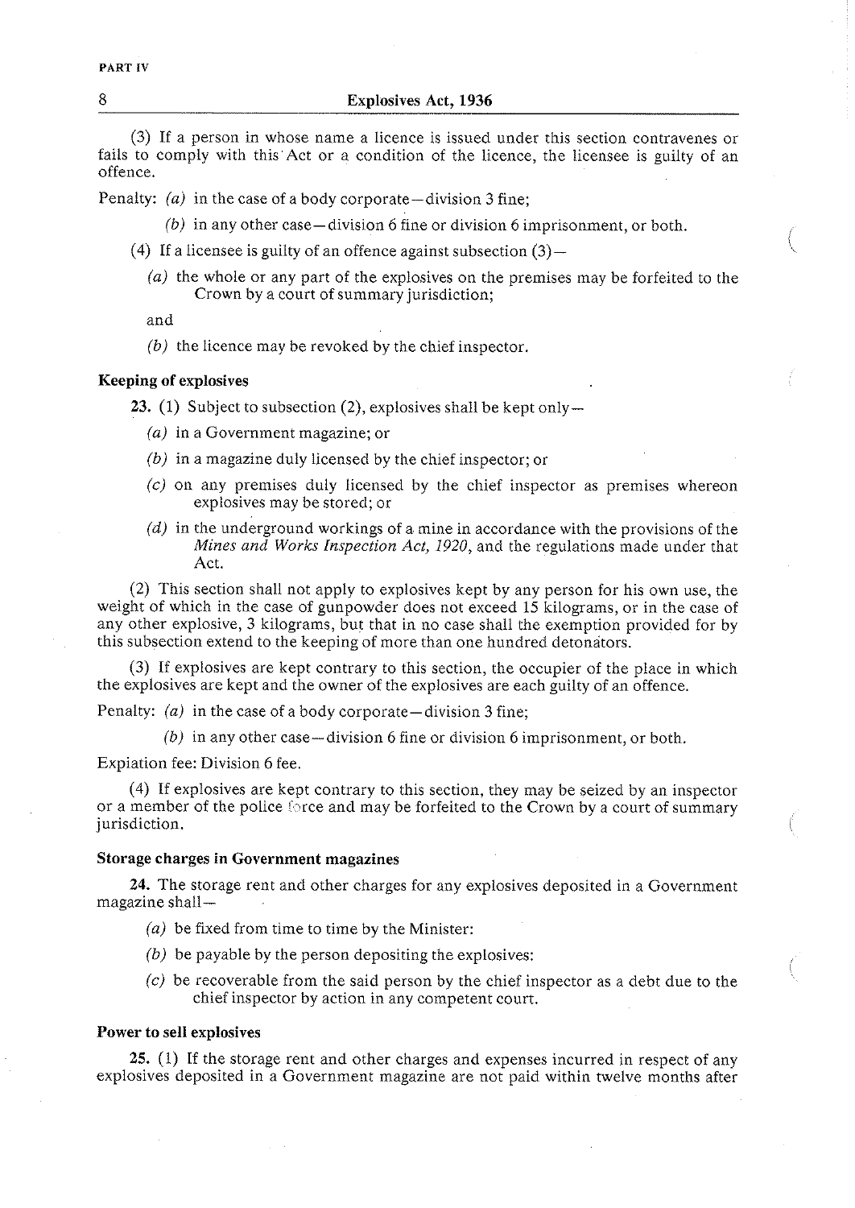(3) If a person in whose name a licence is issued under this section contravenes or fails to comply with this Act or a condition of the licence, the licensee is guilty of an offence.

Penalty: *(a)* in the case of a body corporate—division 3 fine;

*(b)* in any other case—division 6 fine or division 6 imprisonment, or both.

(4) If a licensee is guilty of an offence against subsection (3)—

*(a)* the whole or any part of the explosives on the premises may be forfeited to the Crown by a court of summary jurisdiction;

and

*(b)* the licence may be revoked by the chief inspector.

**Keeping of explosives**

**23.** (1) Subject to subsection (2), explosives shall be kept only—

*(a)* in a Government magazine; or

*(b)* in a magazine duly licensed by the chief inspector; or

*(c)* on any premises duly licensed by the chief inspector as premises whereon explosives may be stored; or

*(d)* in the underground workings of a mine in accordance with the provisions of the *Mines and Works Inspection Act, 1920*, and the regulations made under that Act.

(2) This section shall not apply to explosives kept by any person for his own use, the weight of which in the case of gunpowder does not exceed 15 kilograms, or in the case of any other explosive, 3 kilograms, but that in no case shall the exemption provided for by this subsection extend to the keeping of more than one hundred detonators.

(3) If explosives are kept contrary to this section, the occupier of the place in which the explosives are kept and the owner of the explosives are each guilty of an offence.

Penalty: *(a)* in the case of a body corporate—division 3 fine;

*(b)* in any other case—division 6 fine or division 6 imprisonment, or both.

Expiation fee: Division 6 fee.

(4) If explosives are kept contrary to this section, they may be seized by an inspector or a member of the police force and may be forfeited to the Crown by a court of summary jurisdiction.

**Storage charges in Government magazines**

**24.** The storage rent and other charges for any explosives deposited in a Government magazine shall—

*(a)* be fixed from time to time by the Minister:

*(b)* be payable by the person depositing the explosives:

*(c)* be recoverable from the said person by the chief inspector as a debt due to the chief inspector by action in any competent court.

**Power to sell explosives**

**25.** (1) If the storage rent and other charges and expenses incurred in respect of any explosives deposited in a Government magazine are not paid within twelve months after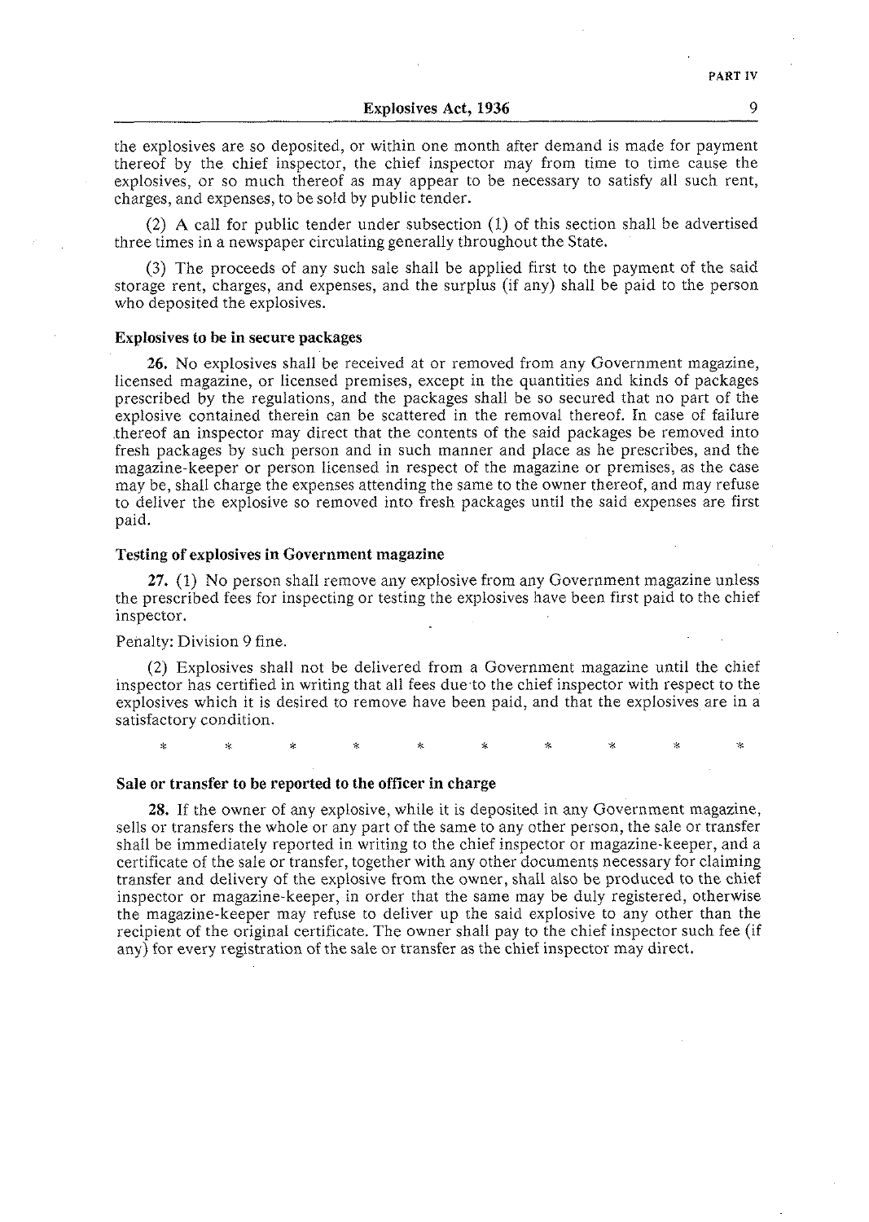the explosives are so deposited, or within one month after demand is made for payment thereof by the chief inspector, the chief inspector may from time to time cause the explosives, or so much thereof as may appear to be necessary to satisfy all such rent, charges, and expenses, to be sold by public tender.

(2) A call for public tender under subsection (1) of this section shall be advertised three times in a newspaper circulating generally throughout the State.

(3) The proceeds of any such sale shall be applied first to the payment of the said storage rent, charges, and expenses, and the surplus (if any) shall be paid to the person who deposited the explosives.

**Explosives to be in secure packages**

**26.** No explosives shall be received at or removed from any Government magazine, licensed magazine, or licensed premises, except in the quantities and kinds of packages prescribed by the regulations, and the packages shall be so secured that no part of the explosive contained therein can be scattered in the removal thereof. In case of failure thereof an inspector may direct that the contents of the said packages be removed into fresh packages by such person and in such manner and place as he prescribes, and the magazine-keeper or person licensed in respect of the magazine or premises, as the case may be, shall charge the expenses attending the same to the owner thereof, and may refuse to deliver the explosive so removed into fresh packages until the said expenses are first paid.

**Testing of explosives in Government magazine**

**27.** (1) No person shall remove any explosive from any Government magazine unless the prescribed fees for inspecting or testing the explosives have been first paid to the chief inspector.

Penalty: Division 9 fine.

(2) Explosives shall not be delivered from a Government magazine until the chief inspector has certified in writing that all fees due to the chief inspector with respect to the explosives which it is desired to remove have been paid, and that the explosives are in a satisfactory condition.

\* \* \* \* \* \* \* \* \* \*

**Sale or transfer to be reported to the officer in charge**

**28.** If the owner of any explosive, while it is deposited in any Government magazine, sells or transfers the whole or any part of the same to any other person, the sale or transfer shall be immediately reported in writing to the chief inspector or magazine-keeper, and a certificate of the sale or transfer, together with any other documents necessary for claiming transfer and delivery of the explosive from the owner, shall also be produced to the chief inspector or magazine-keeper, in order that the same may be duly registered, otherwise the magazine-keeper may refuse to deliver up the said explosive to any other than the recipient of the original certificate. The owner shall pay to the chief inspector such fee (if any) for every registration of the sale or transfer as the chief inspector may direct.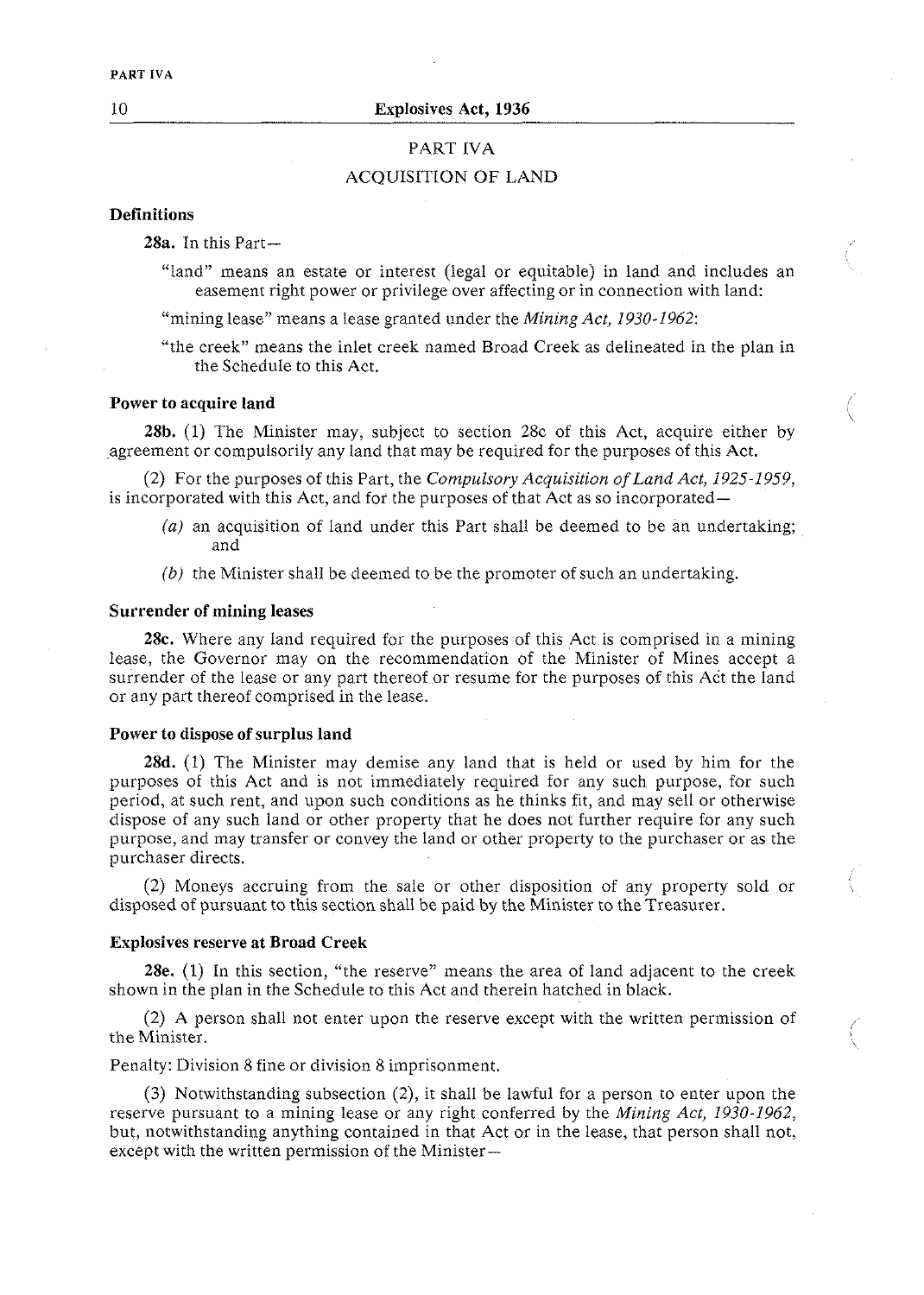# PART IVA

## ACQUISITION OF LAND

### Definitions

**28a.** In this Part—

"land" means an estate or interest (legal or equitable) in land and includes an easement right power or privilege over affecting or in connection with land:

"mining lease" means a lease granted under the *Mining Act, 1930-1962*:

"the creek" means the inlet creek named Broad Creek as delineated in the plan in the Schedule to this Act.

### Power to acquire land

**28b.** (1) The Minister may, subject to section 28c of this Act, acquire either by agreement or compulsorily any land that may be required for the purposes of this Act.

(2) For the purposes of this Part, the *Compulsory Acquisition of Land Act, 1925-1959*, is incorporated with this Act, and for the purposes of that Act as so incorporated—

*(a)* an acquisition of land under this Part shall be deemed to be an undertaking; and

*(b)* the Minister shall be deemed to be the promoter of such an undertaking.

### Surrender of mining leases

**28c.** Where any land required for the purposes of this Act is comprised in a mining lease, the Governor may on the recommendation of the Minister of Mines accept a surrender of the lease or any part thereof or resume for the purposes of this Act the land or any part thereof comprised in the lease.

### Power to dispose of surplus land

**28d.** (1) The Minister may demise any land that is held or used by him for the purposes of this Act and is not immediately required for any such purpose, for such period, at such rent, and upon such conditions as he thinks fit, and may sell or otherwise dispose of any such land or other property that he does not further require for any such purpose, and may transfer or convey the land or other property to the purchaser or as the purchaser directs.

(2) Moneys accruing from the sale or other disposition of any property sold or disposed of pursuant to this section shall be paid by the Minister to the Treasurer.

### Explosives reserve at Broad Creek

**28e.** (1) In this section, "the reserve" means the area of land adjacent to the creek shown in the plan in the Schedule to this Act and therein hatched in black.

(2) A person shall not enter upon the reserve except with the written permission of the Minister.

Penalty: Division 8 fine or division 8 imprisonment.

(3) Notwithstanding subsection (2), it shall be lawful for a person to enter upon the reserve pursuant to a mining lease or any right conferred by the *Mining Act, 1930-1962*, but, notwithstanding anything contained in that Act or in the lease, that person shall not, except with the written permission of the Minister—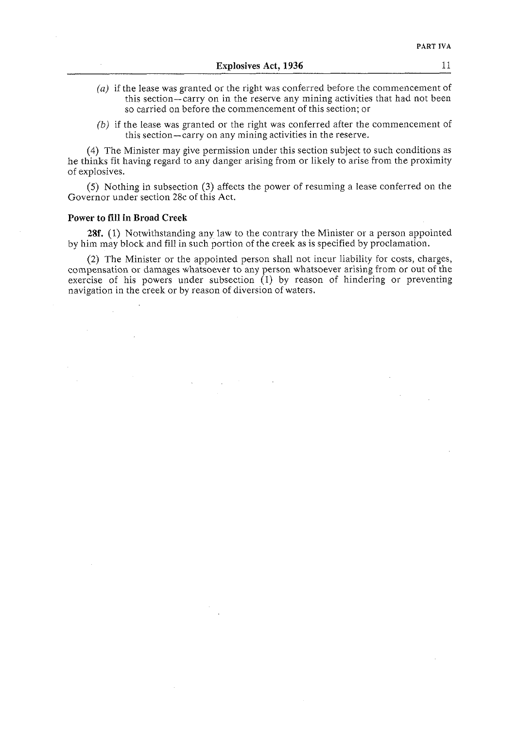(a) if the lease was granted or the right was conferred before the commencement of this section—carry on in the reserve any mining activities that had not been so carried on before the commencement of this section; or

(b) if the lease was granted or the right was conferred after the commencement of this section—carry on any mining activities in the reserve.

(4) The Minister may give permission under this section subject to such conditions as he thinks fit having regard to any danger arising from or likely to arise from the proximity of explosives.

(5) Nothing in subsection (3) affects the power of resuming a lease conferred on the Governor under section 28c of this Act.

**Power to fill in Broad Creek**

**28f.** (1) Notwithstanding any law to the contrary the Minister or a person appointed by him may block and fill in such portion of the creek as is specified by proclamation.

(2) The Minister or the appointed person shall not incur liability for costs, charges, compensation or damages whatsoever to any person whatsoever arising from or out of the exercise of his powers under subsection (1) by reason of hindering or preventing navigation in the creek or by reason of diversion of waters.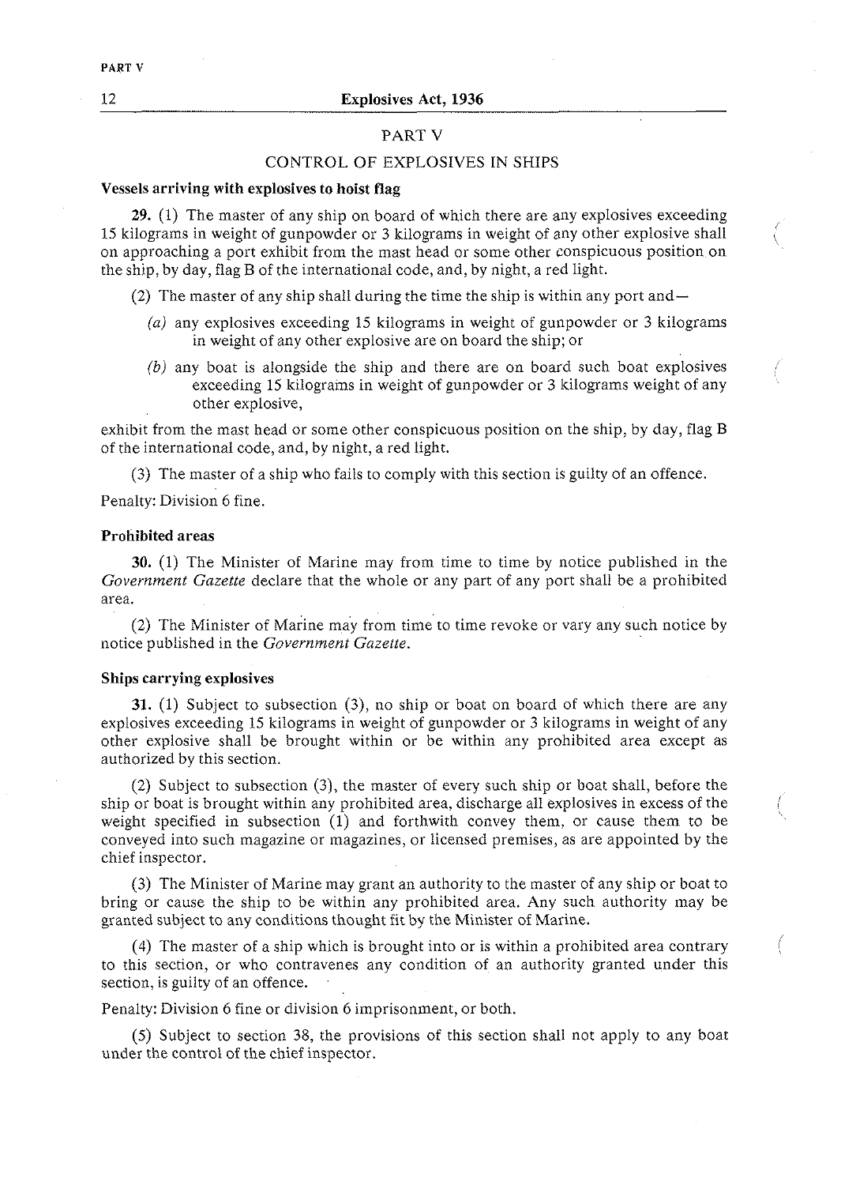## PART V

### CONTROL OF EXPLOSIVES IN SHIPS

**Vessels arriving with explosives to hoist flag**

**29.** (1) The master of any ship on board of which there are any explosives exceeding 15 kilograms in weight of gunpowder or 3 kilograms in weight of any other explosive shall on approaching a port exhibit from the mast head or some other conspicuous position on the ship, by day, flag B of the international code, and, by night, a red light.

(2) The master of any ship shall during the time the ship is within any port and—

*(a)* any explosives exceeding 15 kilograms in weight of gunpowder or 3 kilograms in weight of any other explosive are on board the ship; or

*(b)* any boat is alongside the ship and there are on board such boat explosives exceeding 15 kilograms in weight of gunpowder or 3 kilograms weight of any other explosive,

exhibit from the mast head or some other conspicuous position on the ship, by day, flag B of the international code, and, by night, a red light.

(3) The master of a ship who fails to comply with this section is guilty of an offence.

Penalty: Division 6 fine.

**Prohibited areas**

**30.** (1) The Minister of Marine may from time to time by notice published in the *Government Gazette* declare that the whole or any part of any port shall be a prohibited area.

(2) The Minister of Marine may from time to time revoke or vary any such notice by notice published in the *Government Gazette*.

**Ships carrying explosives**

**31.** (1) Subject to subsection (3), no ship or boat on board of which there are any explosives exceeding 15 kilograms in weight of gunpowder or 3 kilograms in weight of any other explosive shall be brought within or be within any prohibited area except as authorized by this section.

(2) Subject to subsection (3), the master of every such ship or boat shall, before the ship or boat is brought within any prohibited area, discharge all explosives in excess of the weight specified in subsection (1) and forthwith convey them, or cause them to be conveyed into such magazine or magazines, or licensed premises, as are appointed by the chief inspector.

(3) The Minister of Marine may grant an authority to the master of any ship or boat to bring or cause the ship to be within any prohibited area. Any such authority may be granted subject to any conditions thought fit by the Minister of Marine.

(4) The master of a ship which is brought into or is within a prohibited area contrary to this section, or who contravenes any condition of an authority granted under this section, is guilty of an offence.

Penalty: Division 6 fine or division 6 imprisonment, or both.

(5) Subject to section 38, the provisions of this section shall not apply to any boat under the control of the chief inspector.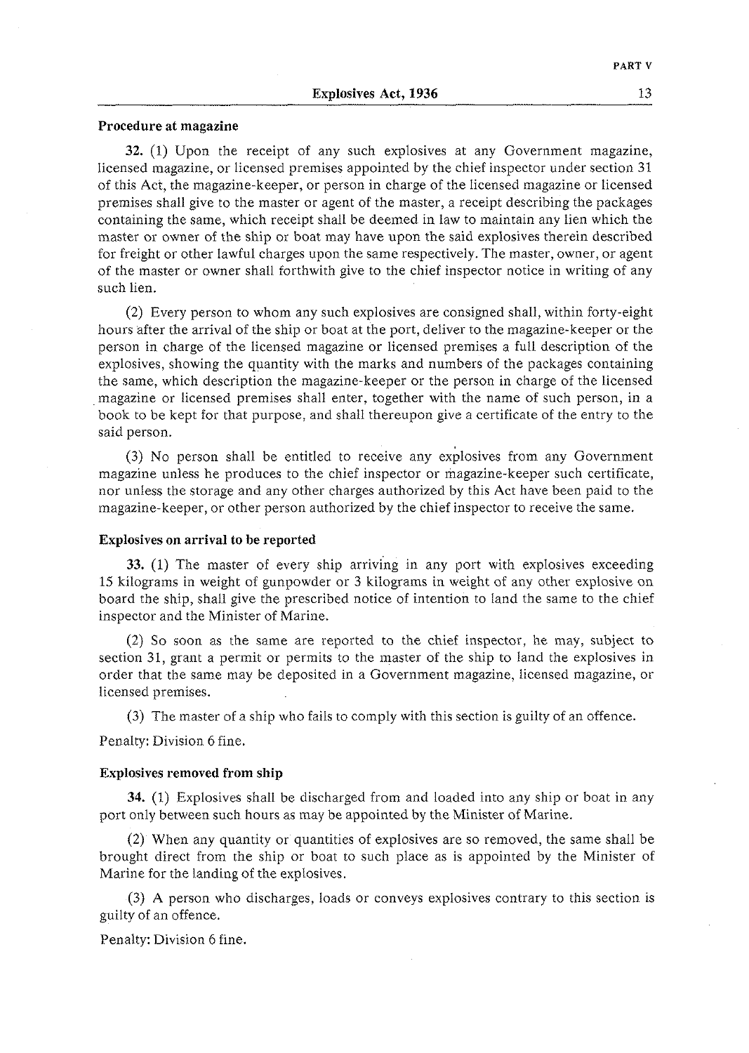**Procedure at magazine**

**32.** (1) Upon the receipt of any such explosives at any Government magazine, licensed magazine, or licensed premises appointed by the chief inspector under section 31 of this Act, the magazine-keeper, or person in charge of the licensed magazine or licensed premises shall give to the master or agent of the master, a receipt describing the packages containing the same, which receipt shall be deemed in law to maintain any lien which the master or owner of the ship or boat may have upon the said explosives therein described for freight or other lawful charges upon the same respectively. The master, owner, or agent of the master or owner shall forthwith give to the chief inspector notice in writing of any such lien.

(2) Every person to whom any such explosives are consigned shall, within forty-eight hours after the arrival of the ship or boat at the port, deliver to the magazine-keeper or the person in charge of the licensed magazine or licensed premises a full description of the explosives, showing the quantity with the marks and numbers of the packages containing the same, which description the magazine-keeper or the person in charge of the licensed magazine or licensed premises shall enter, together with the name of such person, in a book to be kept for that purpose, and shall thereupon give a certificate of the entry to the said person.

(3) No person shall be entitled to receive any explosives from any Government magazine unless he produces to the chief inspector or magazine-keeper such certificate, nor unless the storage and any other charges authorized by this Act have been paid to the magazine-keeper, or other person authorized by the chief inspector to receive the same.

**Explosives on arrival to be reported**

**33.** (1) The master of every ship arriving in any port with explosives exceeding 15 kilograms in weight of gunpowder or 3 kilograms in weight of any other explosive on board the ship, shall give the prescribed notice of intention to land the same to the chief inspector and the Minister of Marine.

(2) So soon as the same are reported to the chief inspector, he may, subject to section 31, grant a permit or permits to the master of the ship to land the explosives in order that the same may be deposited in a Government magazine, licensed magazine, or licensed premises.

(3) The master of a ship who fails to comply with this section is guilty of an offence.

Penalty: Division 6 fine.

**Explosives removed from ship**

**34.** (1) Explosives shall be discharged from and loaded into any ship or boat in any port only between such hours as may be appointed by the Minister of Marine.

(2) When any quantity or quantities of explosives are so removed, the same shall be brought direct from the ship or boat to such place as is appointed by the Minister of Marine for the landing of the explosives.

(3) A person who discharges, loads or conveys explosives contrary to this section is guilty of an offence.

Penalty: Division 6 fine.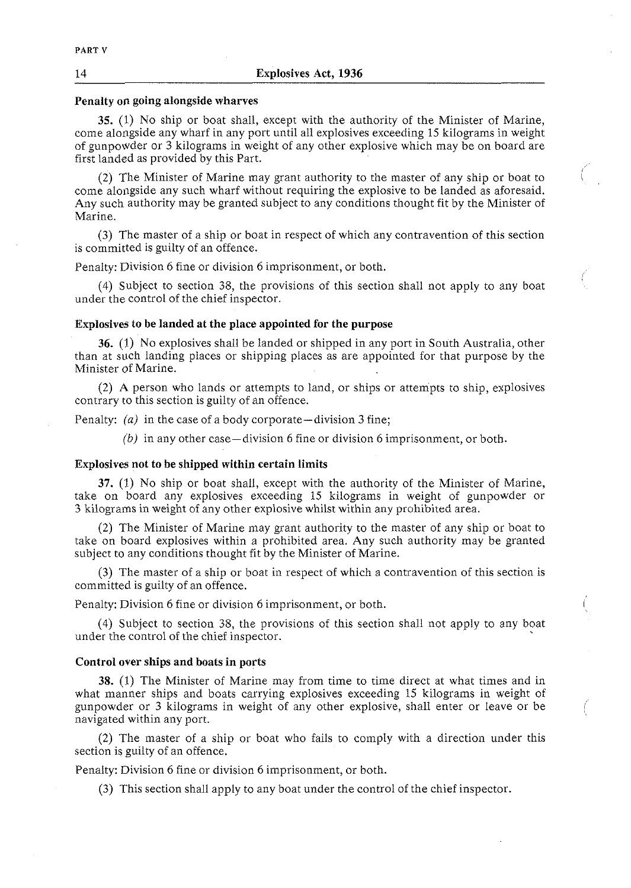**Penalty on going alongside wharves**

**35.** (1) No ship or boat shall, except with the authority of the Minister of Marine, come alongside any wharf in any port until all explosives exceeding 15 kilograms in weight of gunpowder or 3 kilograms in weight of any other explosive which may be on board are first landed as provided by this Part.

(2) The Minister of Marine may grant authority to the master of any ship or boat to come alongside any such wharf without requiring the explosive to be landed as aforesaid. Any such authority may be granted subject to any conditions thought fit by the Minister of Marine.

(3) The master of a ship or boat in respect of which any contravention of this section is committed is guilty of an offence.

Penalty: Division 6 fine or division 6 imprisonment, or both.

(4) Subject to section 38, the provisions of this section shall not apply to any boat under the control of the chief inspector.

**Explosives to be landed at the place appointed for the purpose**

**36.** (1) No explosives shall be landed or shipped in any port in South Australia, other than at such landing places or shipping places as are appointed for that purpose by the Minister of Marine.

(2) A person who lands or attempts to land, or ships or attempts to ship, explosives contrary to this section is guilty of an offence.

Penalty: *(a)* in the case of a body corporate—division 3 fine;

*(b)* in any other case—division 6 fine or division 6 imprisonment, or both.

**Explosives not to be shipped within certain limits**

**37.** (1) No ship or boat shall, except with the authority of the Minister of Marine, take on board any explosives exceeding 15 kilograms in weight of gunpowder or 3 kilograms in weight of any other explosive whilst within any prohibited area.

(2) The Minister of Marine may grant authority to the master of any ship or boat to take on board explosives within a prohibited area. Any such authority may be granted subject to any conditions thought fit by the Minister of Marine.

(3) The master of a ship or boat in respect of which a contravention of this section is committed is guilty of an offence.

Penalty: Division 6 fine or division 6 imprisonment, or both.

(4) Subject to section 38, the provisions of this section shall not apply to any boat under the control of the chief inspector.

**Control over ships and boats in ports**

**38.** (1) The Minister of Marine may from time to time direct at what times and in what manner ships and boats carrying explosives exceeding 15 kilograms in weight of gunpowder or 3 kilograms in weight of any other explosive, shall enter or leave or be navigated within any port.

(2) The master of a ship or boat who fails to comply with a direction under this section is guilty of an offence.

Penalty: Division 6 fine or division 6 imprisonment, or both.

(3) This section shall apply to any boat under the control of the chief inspector.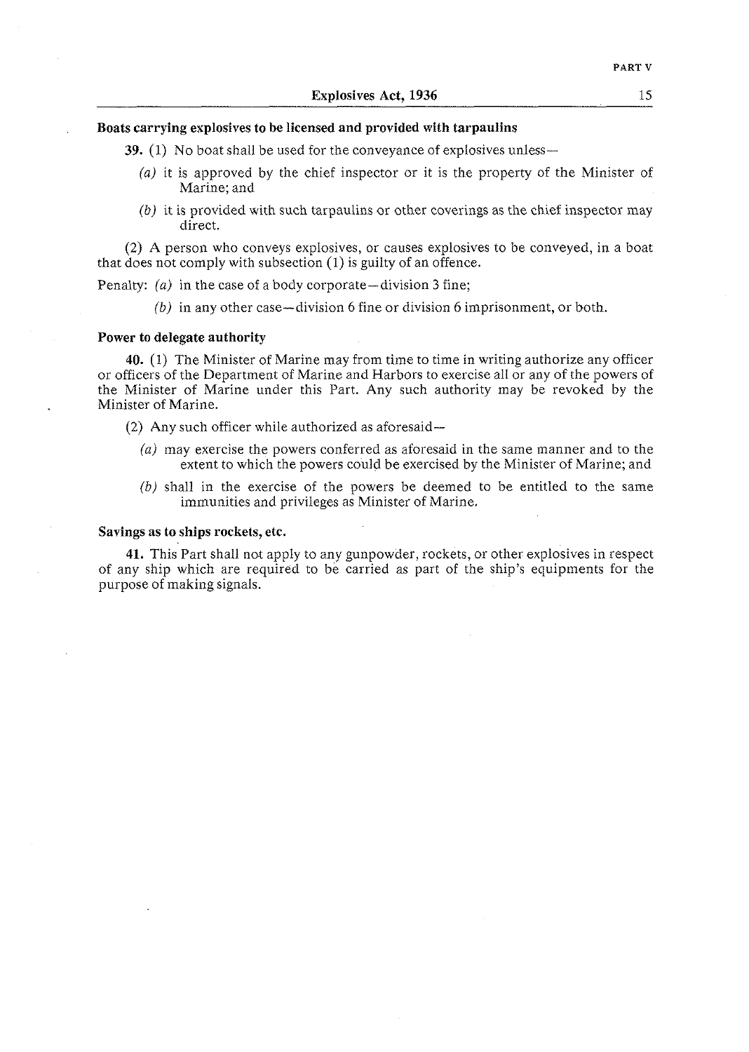**Boats carrying explosives to be licensed and provided with tarpaulins**

**39.** (1) No boat shall be used for the conveyance of explosives unless—

*(a)* it is approved by the chief inspector or it is the property of the Minister of Marine; and

*(b)* it is provided with such tarpaulins or other coverings as the chief inspector may direct.

(2) A person who conveys explosives, or causes explosives to be conveyed, in a boat that does not comply with subsection (1) is guilty of an offence.

Penalty: *(a)* in the case of a body corporate—division 3 fine;

*(b)* in any other case—division 6 fine or division 6 imprisonment, or both.

**Power to delegate authority**

**40.** (1) The Minister of Marine may from time to time in writing authorize any officer or officers of the Department of Marine and Harbors to exercise all or any of the powers of the Minister of Marine under this Part. Any such authority may be revoked by the Minister of Marine.

(2) Any such officer while authorized as aforesaid—

*(a)* may exercise the powers conferred as aforesaid in the same manner and to the extent to which the powers could be exercised by the Minister of Marine; and

*(b)* shall in the exercise of the powers be deemed to be entitled to the same immunities and privileges as Minister of Marine.

**Savings as to ships rockets, etc.**

**41.** This Part shall not apply to any gunpowder, rockets, or other explosives in respect of any ship which are required to be carried as part of the ship's equipments for the purpose of making signals.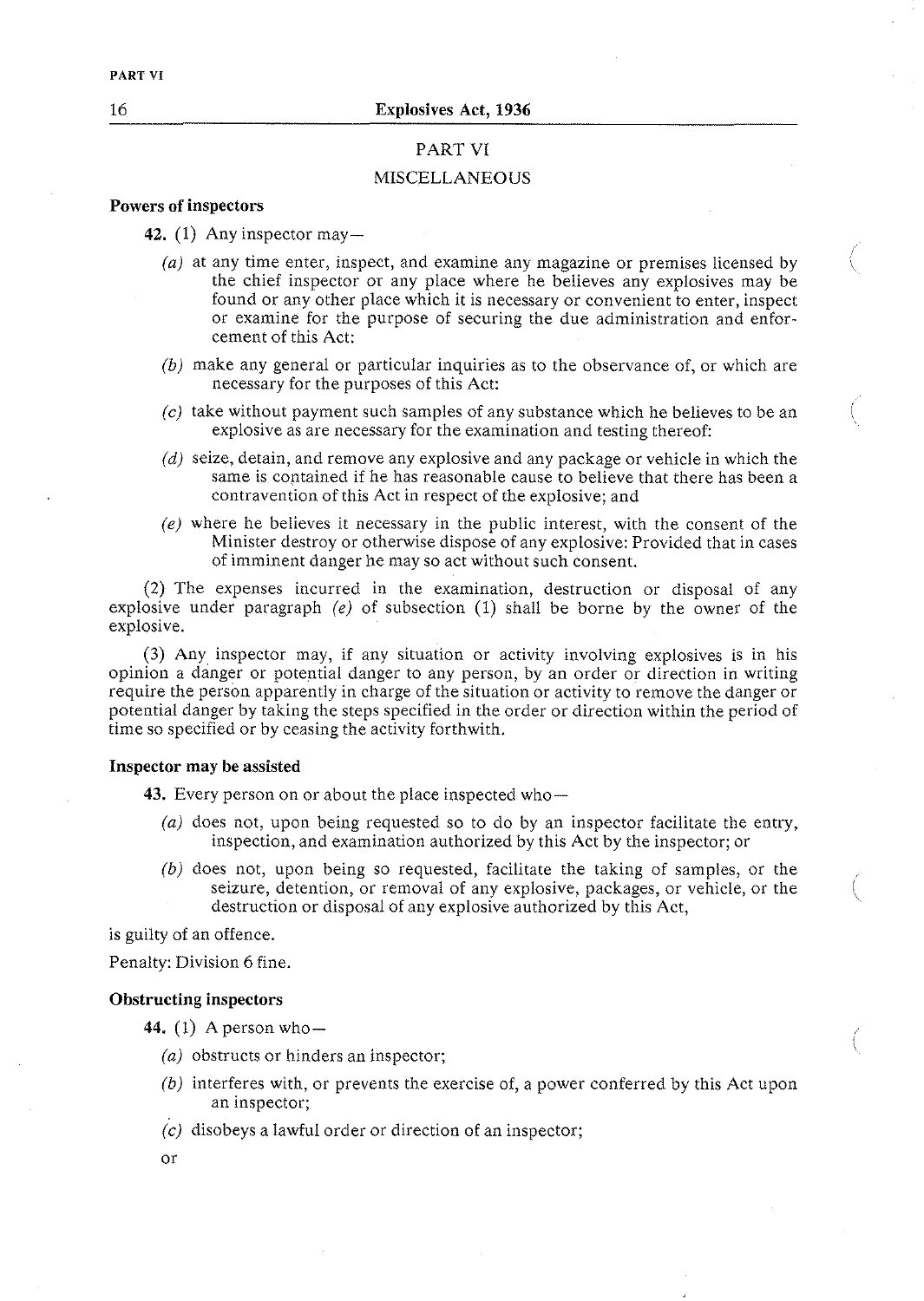## PART VI

## MISCELLANEOUS

**Powers of inspectors**

**42.** (1) Any inspector may—

*(a)* at any time enter, inspect, and examine any magazine or premises licensed by the chief inspector or any place where he believes any explosives may be found or any other place which it is necessary or convenient to enter, inspect or examine for the purpose of securing the due administration and enforcement of this Act:

*(b)* make any general or particular inquiries as to the observance of, or which are necessary for the purposes of this Act:

*(c)* take without payment such samples of any substance which he believes to be an explosive as are necessary for the examination and testing thereof:

*(d)* seize, detain, and remove any explosive and any package or vehicle in which the same is contained if he has reasonable cause to believe that there has been a contravention of this Act in respect of the explosive; and

*(e)* where he believes it necessary in the public interest, with the consent of the Minister destroy or otherwise dispose of any explosive: Provided that in cases of imminent danger he may so act without such consent.

(2) The expenses incurred in the examination, destruction or disposal of any explosive under paragraph *(e)* of subsection (1) shall be borne by the owner of the explosive.

(3) Any inspector may, if any situation or activity involving explosives is in his opinion a danger or potential danger to any person, by an order or direction in writing require the person apparently in charge of the situation or activity to remove the danger or potential danger by taking the steps specified in the order or direction within the period of time so specified or by ceasing the activity forthwith.

**Inspector may be assisted**

**43.** Every person on or about the place inspected who—

*(a)* does not, upon being requested so to do by an inspector facilitate the entry, inspection, and examination authorized by this Act by the inspector; or

*(b)* does not, upon being so requested, facilitate the taking of samples, or the seizure, detention, or removal of any explosive, packages, or vehicle, or the destruction or disposal of any explosive authorized by this Act,

is guilty of an offence.

Penalty: Division 6 fine.

**Obstructing inspectors**

**44.** (1) A person who—

*(a)* obstructs or hinders an inspector;

*(b)* interferes with, or prevents the exercise of, a power conferred by this Act upon an inspector;

*(c)* disobeys a lawful order or direction of an inspector;

or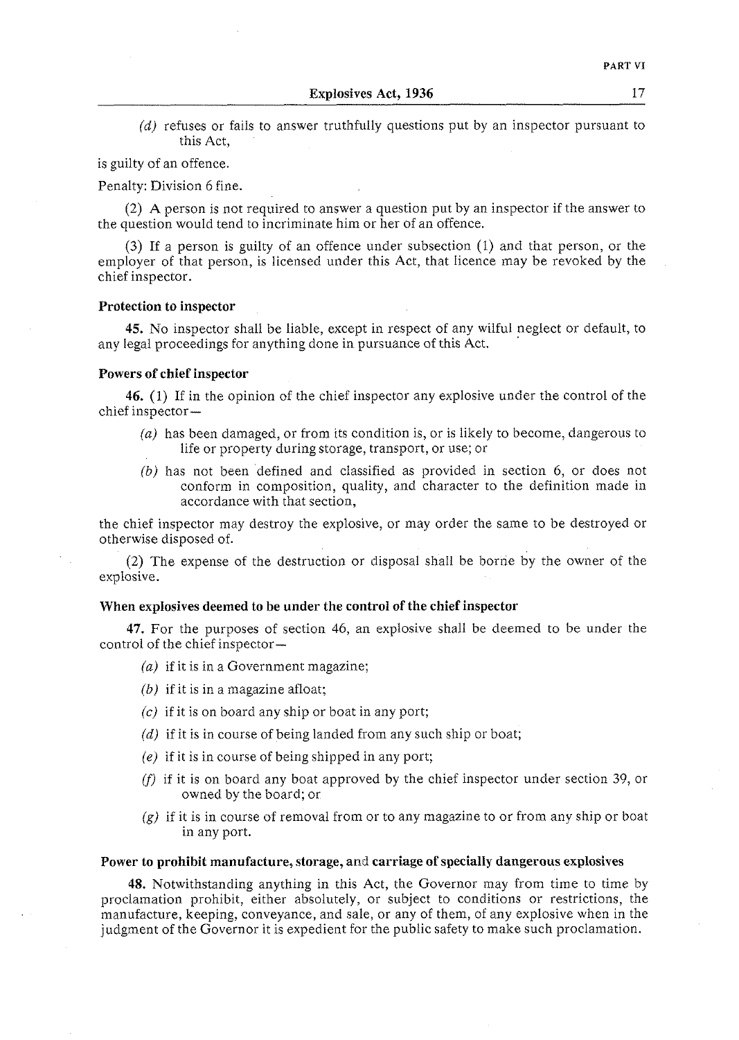(*d*) refuses or fails to answer truthfully questions put by an inspector pursuant to this Act,

is guilty of an offence.

Penalty: Division 6 fine.

(2) A person is not required to answer a question put by an inspector if the answer to the question would tend to incriminate him or her of an offence.

(3) If a person is guilty of an offence under subsection (1) and that person, or the employer of that person, is licensed under this Act, that licence may be revoked by the chief inspector.

**Protection to inspector**

**45.** No inspector shall be liable, except in respect of any wilful neglect or default, to any legal proceedings for anything done in pursuance of this Act.

**Powers of chief inspector**

**46.** (1) If in the opinion of the chief inspector any explosive under the control of the chief inspector—

(*a*) has been damaged, or from its condition is, or is likely to become, dangerous to life or property during storage, transport, or use; or

(*b*) has not been defined and classified as provided in section 6, or does not conform in composition, quality, and character to the definition made in accordance with that section,

the chief inspector may destroy the explosive, or may order the same to be destroyed or otherwise disposed of.

(2) The expense of the destruction or disposal shall be borne by the owner of the explosive.

**When explosives deemed to be under the control of the chief inspector**

**47.** For the purposes of section 46, an explosive shall be deemed to be under the control of the chief inspector—

(*a*) if it is in a Government magazine;

(*b*) if it is in a magazine afloat;

(*c*) if it is on board any ship or boat in any port;

(*d*) if it is in course of being landed from any such ship or boat;

(*e*) if it is in course of being shipped in any port;

(*f*) if it is on board any boat approved by the chief inspector under section 39, or owned by the board; or

(*g*) if it is in course of removal from or to any magazine to or from any ship or boat in any port.

**Power to prohibit manufacture, storage, and carriage of specially dangerous explosives**

**48.** Notwithstanding anything in this Act, the Governor may from time to time by proclamation prohibit, either absolutely, or subject to conditions or restrictions, the manufacture, keeping, conveyance, and sale, or any of them, of any explosive when in the judgment of the Governor it is expedient for the public safety to make such proclamation.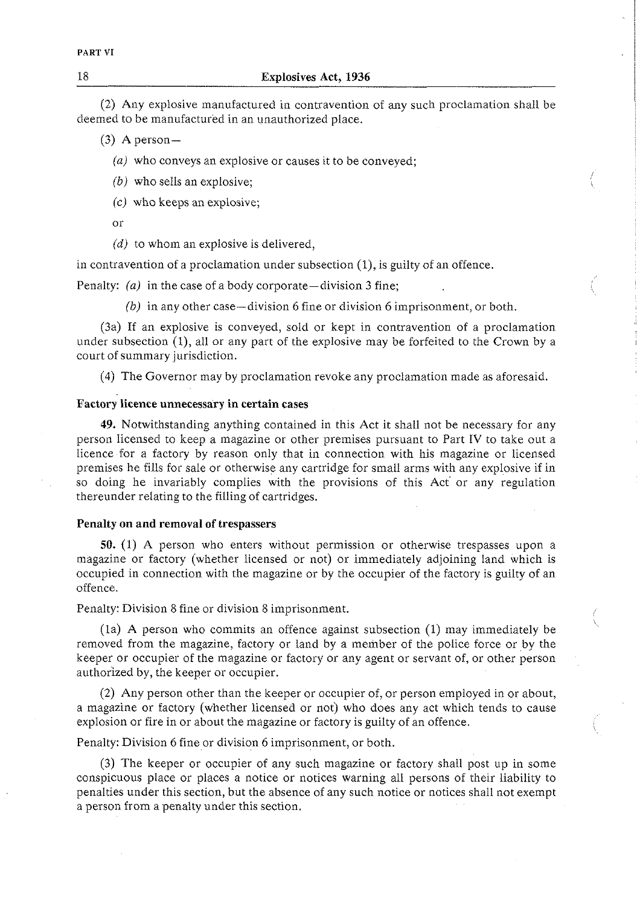(2) Any explosive manufactured in contravention of any such proclamation shall be deemed to be manufactured in an unauthorized place.

(3) A person—

*(a)* who conveys an explosive or causes it to be conveyed;

*(b)* who sells an explosive;

*(c)* who keeps an explosive;

or

*(d)* to whom an explosive is delivered,

in contravention of a proclamation under subsection (1), is guilty of an offence.

Penalty: *(a)* in the case of a body corporate—division 3 fine;

*(b)* in any other case—division 6 fine or division 6 imprisonment, or both.

(3a) If an explosive is conveyed, sold or kept in contravention of a proclamation under subsection (1), all or any part of the explosive may be forfeited to the Crown by a court of summary jurisdiction.

(4) The Governor may by proclamation revoke any proclamation made as aforesaid.

**Factory licence unnecessary in certain cases**

**49.** Notwithstanding anything contained in this Act it shall not be necessary for any person licensed to keep a magazine or other premises pursuant to Part IV to take out a licence for a factory by reason only that in connection with his magazine or licensed premises he fills for sale or otherwise any cartridge for small arms with any explosive if in so doing he invariably complies with the provisions of this Act or any regulation thereunder relating to the filling of cartridges.

**Penalty on and removal of trespassers**

**50.** (1) A person who enters without permission or otherwise trespasses upon a magazine or factory (whether licensed or not) or immediately adjoining land which is occupied in connection with the magazine or by the occupier of the factory is guilty of an offence.

Penalty: Division 8 fine or division 8 imprisonment.

(1a) A person who commits an offence against subsection (1) may immediately be removed from the magazine, factory or land by a member of the police force or by the keeper or occupier of the magazine or factory or any agent or servant of, or other person authorized by, the keeper or occupier.

(2) Any person other than the keeper or occupier of, or person employed in or about, a magazine or factory (whether licensed or not) who does any act which tends to cause explosion or fire in or about the magazine or factory is guilty of an offence.

Penalty: Division 6 fine or division 6 imprisonment, or both.

(3) The keeper or occupier of any such magazine or factory shall post up in some conspicuous place or places a notice or notices warning all persons of their liability to penalties under this section, but the absence of any such notice or notices shall not exempt a person from a penalty under this section.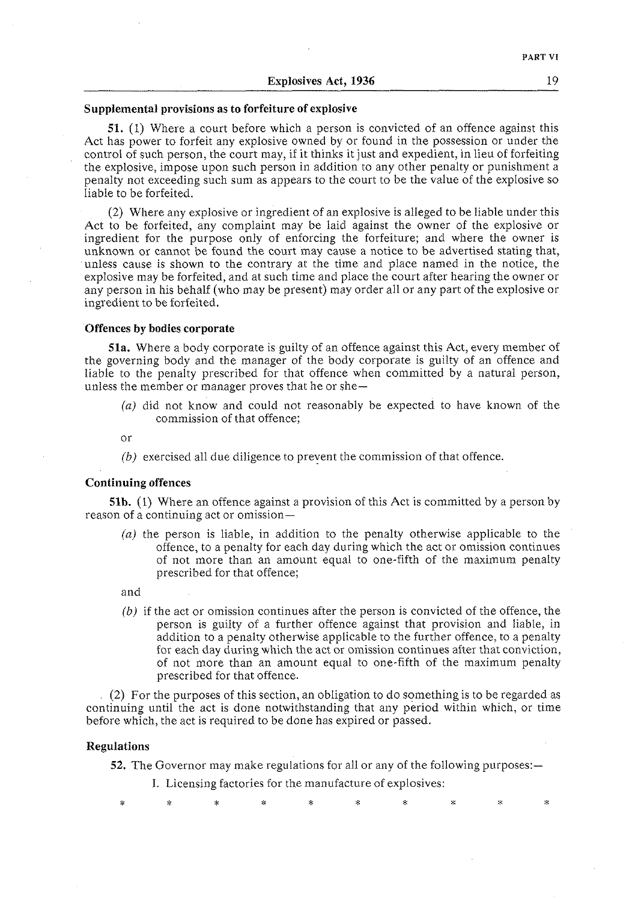### Supplemental provisions as to forfeiture of explosive

**51.** (1) Where a court before which a person is convicted of an offence against this Act has power to forfeit any explosive owned by or found in the possession or under the control of such person, the court may, if it thinks it just and expedient, in lieu of forfeiting the explosive, impose upon such person in addition to any other penalty or punishment a penalty not exceeding such sum as appears to the court to be the value of the explosive so liable to be forfeited.

(2) Where any explosive or ingredient of an explosive is alleged to be liable under this Act to be forfeited, any complaint may be laid against the owner of the explosive or ingredient for the purpose only of enforcing the forfeiture; and where the owner is unknown or cannot be found the court may cause a notice to be advertised stating that, unless cause is shown to the contrary at the time and place named in the notice, the explosive may be forfeited, and at such time and place the court after hearing the owner or any person in his behalf (who may be present) may order all or any part of the explosive or ingredient to be forfeited.

### Offences by bodies corporate

**51a.** Where a body corporate is guilty of an offence against this Act, every member of the governing body and the manager of the body corporate is guilty of an offence and liable to the penalty prescribed for that offence when committed by a natural person, unless the member or manager proves that he or she—

*(a)* did not know and could not reasonably be expected to have known of the commission of that offence;

or

*(b)* exercised all due diligence to prevent the commission of that offence.

### Continuing offences

**51b.** (1) Where an offence against a provision of this Act is committed by a person by reason of a continuing act or omission—

*(a)* the person is liable, in addition to the penalty otherwise applicable to the offence, to a penalty for each day during which the act or omission continues of not more than an amount equal to one-fifth of the maximum penalty prescribed for that offence;

and

*(b)* if the act or omission continues after the person is convicted of the offence, the person is guilty of a further offence against that provision and liable, in addition to a penalty otherwise applicable to the further offence, to a penalty for each day during which the act or omission continues after that conviction, of not more than an amount equal to one-fifth of the maximum penalty prescribed for that offence.

(2) For the purposes of this section, an obligation to do something is to be regarded as continuing until the act is done notwithstanding that any period within which, or time before which, the act is required to be done has expired or passed.

### Regulations

**52.** The Governor may make regulations for all or any of the following purposes:—

I. Licensing factories for the manufacture of explosives:

\* \* \* \* \* \* \* \* \* \*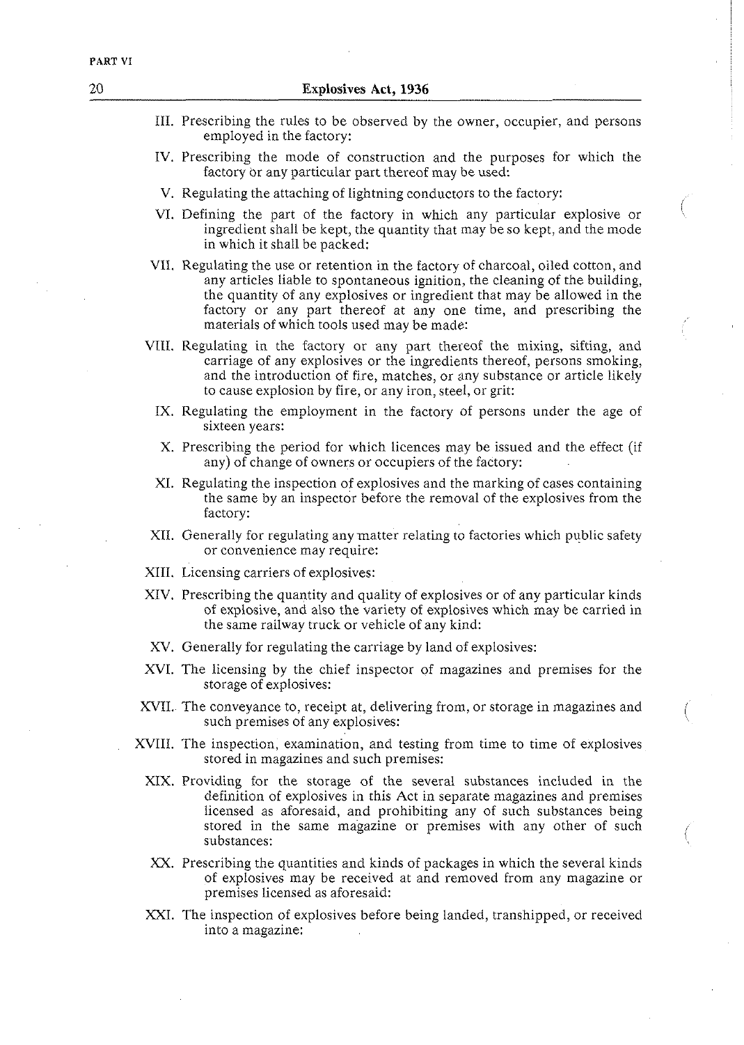III. Prescribing the rules to be observed by the owner, occupier, and persons employed in the factory:

IV. Prescribing the mode of construction and the purposes for which the factory or any particular part thereof may be used:

V. Regulating the attaching of lightning conductors to the factory:

VI. Defining the part of the factory in which any particular explosive or ingredient shall be kept, the quantity that may be so kept, and the mode in which it shall be packed:

VII. Regulating the use or retention in the factory of charcoal, oiled cotton, and any articles liable to spontaneous ignition, the cleaning of the building, the quantity of any explosives or ingredient that may be allowed in the factory or any part thereof at any one time, and prescribing the materials of which tools used may be made:

VIII. Regulating in the factory or any part thereof the mixing, sifting, and carriage of any explosives or the ingredients thereof, persons smoking, and the introduction of fire, matches, or any substance or article likely to cause explosion by fire, or any iron, steel, or grit:

IX. Regulating the employment in the factory of persons under the age of sixteen years:

X. Prescribing the period for which licences may be issued and the effect (if any) of change of owners or occupiers of the factory:

XI. Regulating the inspection of explosives and the marking of cases containing the same by an inspector before the removal of the explosives from the factory:

XII. Generally for regulating any matter relating to factories which public safety or convenience may require:

XIII. Licensing carriers of explosives:

XIV. Prescribing the quantity and quality of explosives or of any particular kinds of explosive, and also the variety of explosives which may be carried in the same railway truck or vehicle of any kind:

XV. Generally for regulating the carriage by land of explosives:

XVI. The licensing by the chief inspector of magazines and premises for the storage of explosives:

XVII. The conveyance to, receipt at, delivering from, or storage in magazines and such premises of any explosives:

XVIII. The inspection, examination, and testing from time to time of explosives stored in magazines and such premises:

XIX. Providing for the storage of the several substances included in the definition of explosives in this Act in separate magazines and premises licensed as aforesaid, and prohibiting any of such substances being stored in the same magazine or premises with any other of such substances:

XX. Prescribing the quantities and kinds of packages in which the several kinds of explosives may be received at and removed from any magazine or premises licensed as aforesaid:

XXI. The inspection of explosives before being landed, transhipped, or received into a magazine: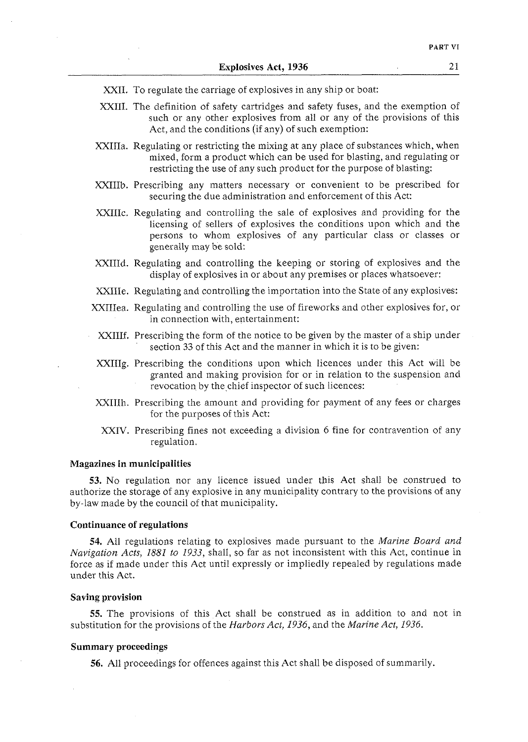XXII. To regulate the carriage of explosives in any ship or boat:

XXIII. The definition of safety cartridges and safety fuses, and the exemption of such or any other explosives from all or any of the provisions of this Act, and the conditions (if any) of such exemption:

XXIIIa. Regulating or restricting the mixing at any place of substances which, when mixed, form a product which can be used for blasting, and regulating or restricting the use of any such product for the purpose of blasting:

XXIIIb. Prescribing any matters necessary or convenient to be prescribed for securing the due administration and enforcement of this Act:

XXIIIc. Regulating and controlling the sale of explosives and providing for the licensing of sellers of explosives the conditions upon which and the persons to whom explosives of any particular class or classes or generally may be sold:

XXIIId. Regulating and controlling the keeping or storing of explosives and the display of explosives in or about any premises or places whatsoever:

XXIIIe. Regulating and controlling the importation into the State of any explosives:

XXIIIea. Regulating and controlling the use of fireworks and other explosives for, or in connection with, entertainment:

XXIIIf. Prescribing the form of the notice to be given by the master of a ship under section 33 of this Act and the manner in which it is to be given:

XXIIIg. Prescribing the conditions upon which licences under this Act will be granted and making provision for or in relation to the suspension and revocation by the chief inspector of such licences:

XXIIIh. Prescribing the amount and providing for payment of any fees or charges for the purposes of this Act:

XXIV. Prescribing fines not exceeding a division 6 fine for contravention of any regulation.

#### Magazines in municipalities

**53.** No regulation nor any licence issued under this Act shall be construed to authorize the storage of any explosive in any municipality contrary to the provisions of any by-law made by the council of that municipality.

#### Continuance of regulations

**54.** All regulations relating to explosives made pursuant to the *Marine Board and Navigation Acts, 1881 to 1933*, shall, so far as not inconsistent with this Act, continue in force as if made under this Act until expressly or impliedly repealed by regulations made under this Act.

#### Saving provision

**55.** The provisions of this Act shall be construed as in addition to and not in substitution for the provisions of the *Harbors Act, 1936*, and the *Marine Act, 1936*.

#### Summary proceedings

**56.** All proceedings for offences against this Act shall be disposed of summarily.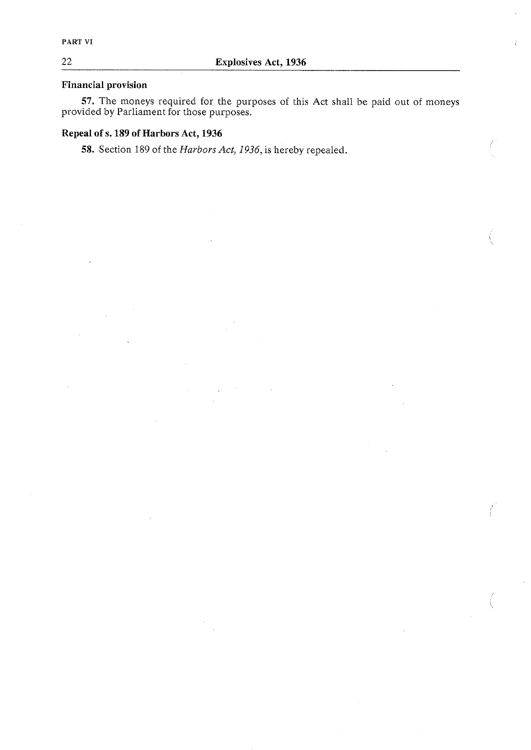### Financial provision

**57.** The moneys required for the purposes of this Act shall be paid out of moneys provided by Parliament for those purposes.

### Repeal of s. 189 of Harbors Act, 1936

**58.** Section 189 of the *Harbors Act, 1936*, is hereby repealed.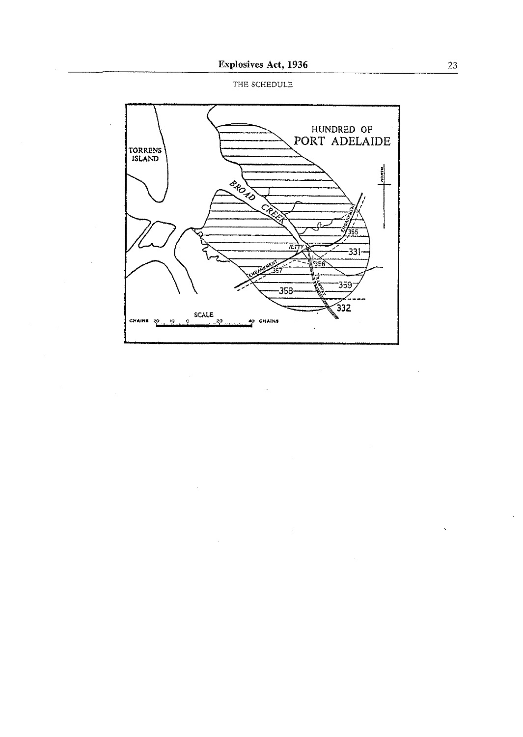THE SCHEDULE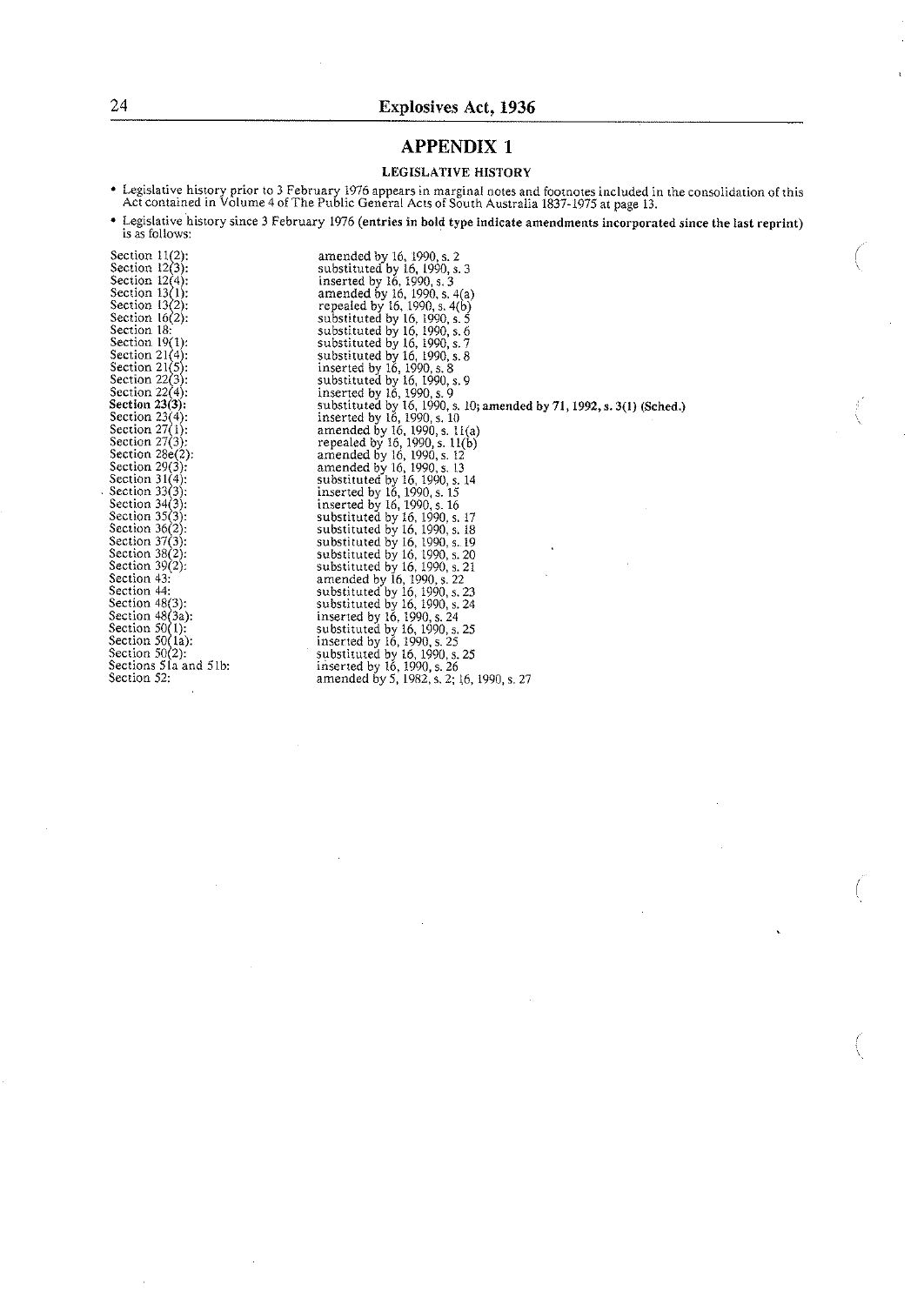# APPENDIX 1

## LEGISLATIVE HISTORY

- Legislative history prior to 3 February 1976 appears in marginal notes and footnotes included in the consolidation of this Act contained in Volume 4 of The Public General Acts of South Australia 1837-1975 at page 13.
- Legislative history since 3 February 1976 **(entries in bold type indicate amendments incorporated since the last reprint)** is as follows:

| | |
|---|---|
| Section 11(2): | amended by 16, 1990, s. 2 |
| Section 12(3): | substituted by 16, 1990, s. 3 |
| Section 12(4): | inserted by 16, 1990, s. 3 |
| Section 13(1): | amended by 16, 1990, s. 4(a) |
| Section 13(2): | repealed by 16, 1990, s. 4(b) |
| Section 16(2): | substituted by 16, 1990, s. 5 |
| Section 18: | substituted by 16, 1990, s. 6 |
| Section 19(1): | substituted by 16, 1990, s. 7 |
| Section 21(4): | substituted by 16, 1990, s. 8 |
| Section 21(5): | inserted by 16, 1990, s. 8 |
| Section 22(3): | substituted by 16, 1990, s. 9 |
| Section 22(4): | inserted by 16, 1990, s. 9 |
| **Section 23(3):** | substituted by 16, 1990, s. 10; **amended by 71, 1992, s. 3(1) (Sched.)** |
| Section 23(4): | inserted by 16, 1990, s. 10 |
| Section 27(1): | amended by 16, 1990, s. 11(a) |
| Section 27(3): | repealed by 16, 1990, s. 11(b) |
| Section 28e(2): | amended by 16, 1990, s. 12 |
| Section 29(3): | amended by 16, 1990, s. 13 |
| Section 31(4): | substituted by 16, 1990, s. 14 |
| Section 33(3): | inserted by 16, 1990, s. 15 |
| Section 34(3): | inserted by 16, 1990, s. 16 |
| Section 35(3): | substituted by 16, 1990, s. 17 |
| Section 36(2): | substituted by 16, 1990, s. 18 |
| Section 37(3): | substituted by 16, 1990, s. 19 |
| Section 38(2): | substituted by 16, 1990, s. 20 |
| Section 39(2): | substituted by 16, 1990, s. 21 |
| Section 43: | amended by 16, 1990, s. 22 |
| Section 44: | substituted by 16, 1990, s. 23 |
| Section 48(3): | substituted by 16, 1990, s. 24 |
| Section 48(3a): | inserted by 16, 1990, s. 24 |
| Section 50(1): | substituted by 16, 1990, s. 25 |
| Section 50(1a): | inserted by 16, 1990, s. 25 |
| Section 50(2): | substituted by 16, 1990, s. 25 |
| Sections 51a and 51b: | inserted by 16, 1990, s. 26 |
| Section 52: | amended by 5, 1982, s. 2; 16, 1990, s. 27 |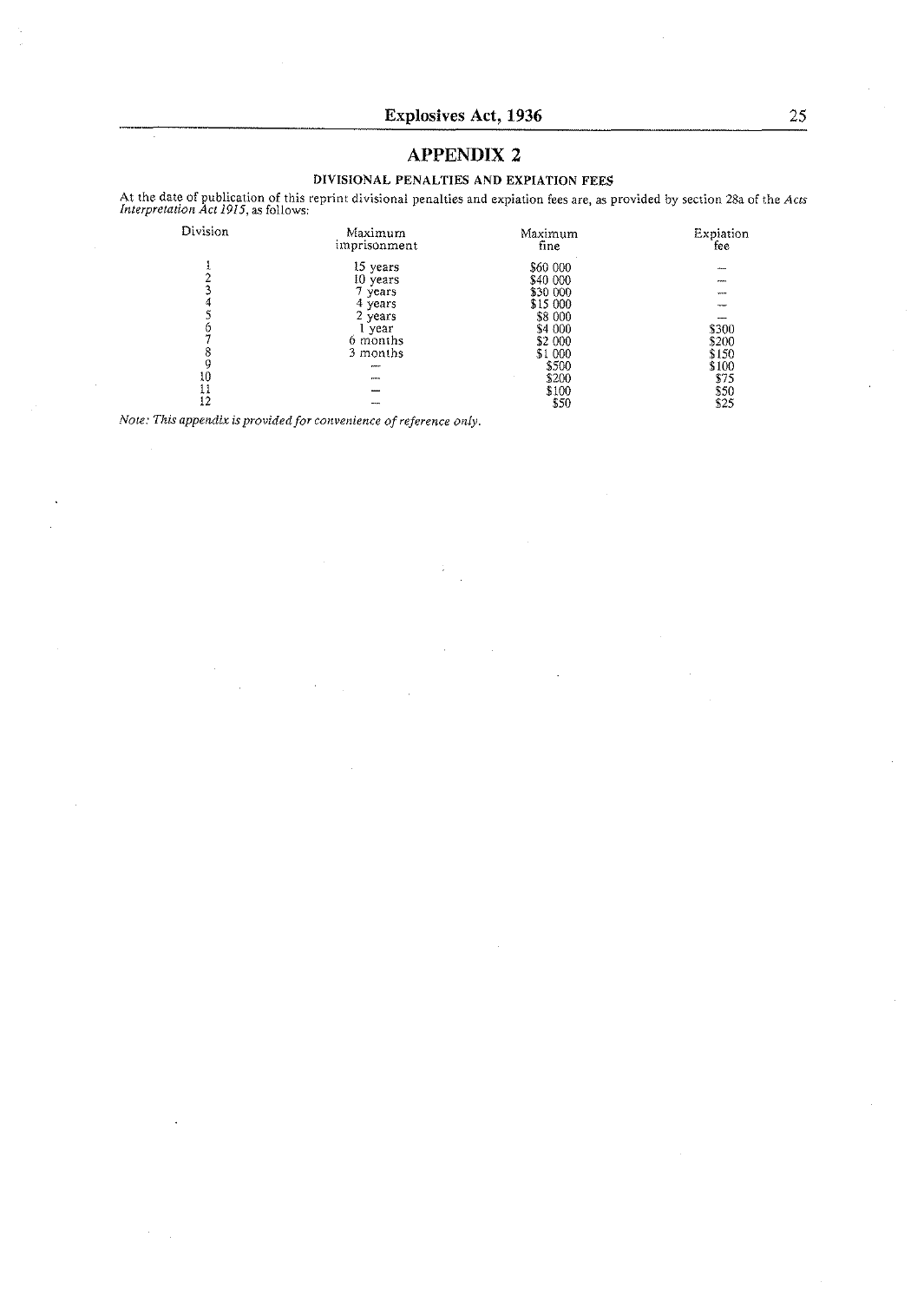# APPENDIX 2

## DIVISIONAL PENALTIES AND EXPIATION FEES

At the date of publication of this reprint divisional penalties and expiation fees are, as provided by section 28a of the *Acts Interpretation Act 1915*, as follows:

| Division | Maximum imprisonment | Maximum fine | Expiation fee |
|---|---|---|---|
| 1 | 15 years | \$60 000 | — |
| 2 | 10 years | \$40 000 | — |
| 3 | 7 years | \$30 000 | — |
| 4 | 4 years | \$15 000 | — |
| 5 | 2 years | \$8 000 | — |
| 6 | 1 year | \$4 000 | \$300 |
| 7 | 6 months | \$2 000 | \$200 |
| 8 | 3 months | \$1 000 | \$150 |
| 9 | — | \$500 | \$100 |
| 10 | — | \$200 | \$75 |
| 11 | — | \$100 | \$50 |
| 12 | — | \$50 | \$25 |

*Note: This appendix is provided for convenience of reference only.*